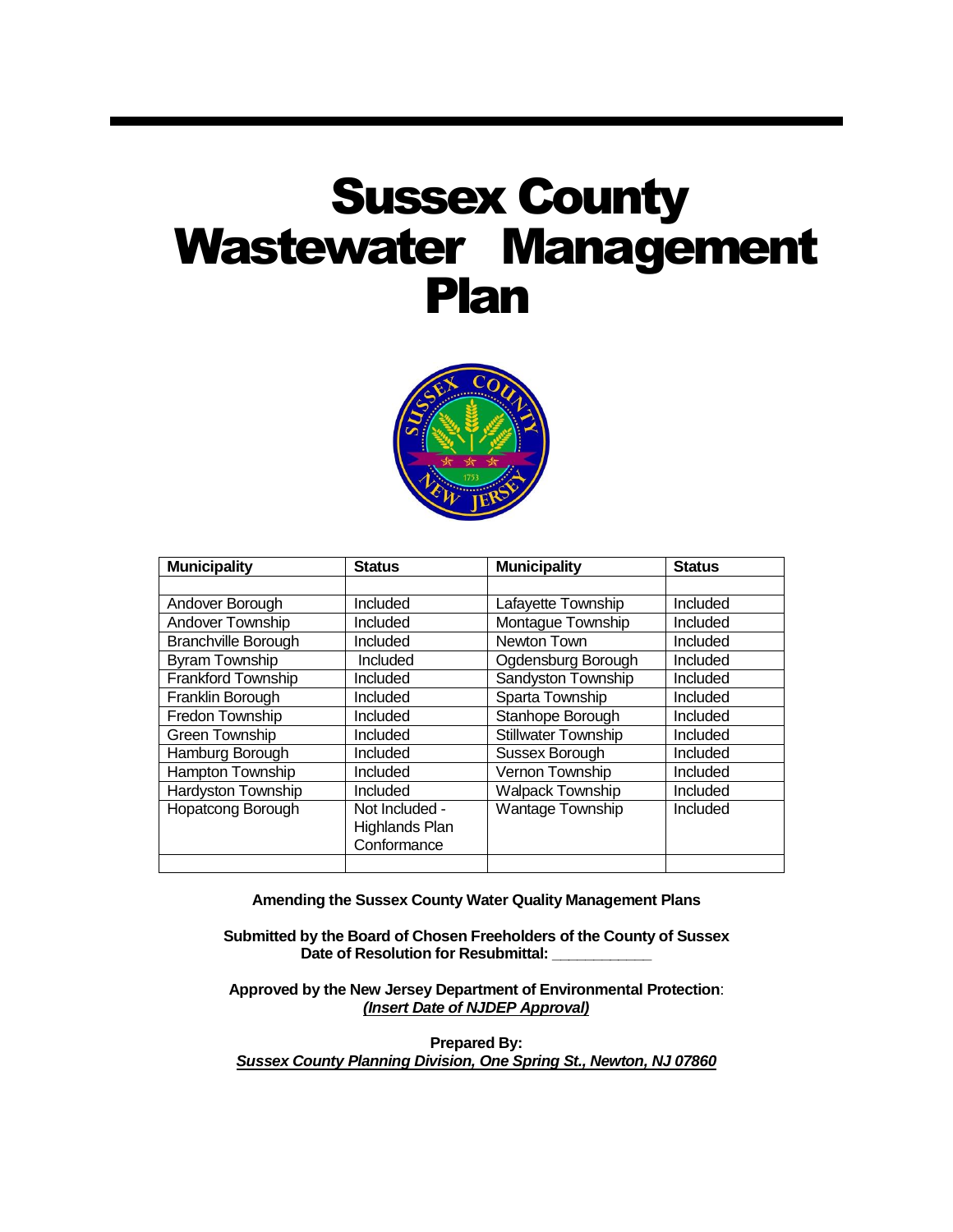# Sussex County Wastewater Management Plan

| Municipality | Status | Municipality | Status |
|---|---|---|---|
| | | | |
| Andover Borough | Included | Lafayette Township | Included |
| Andover Township | Included | Montague Township | Included |
| Branchville Borough | Included | Newton Town | Included |
| Byram Township | Included | Ogdensburg Borough | Included |
| Frankford Township | Included | Sandyston Township | Included |
| Franklin Borough | Included | Sparta Township | Included |
| Fredon Township | Included | Stanhope Borough | Included |
| Green Township | Included | Stillwater Township | Included |
| Hamburg Borough | Included | Sussex Borough | Included |
| Hampton Township | Included | Vernon Township | Included |
| Hardyston Township | Included | Walpack Township | Included |
| Hopatcong Borough | Not Included - Highlands Plan Conformance | Wantage Township | Included |
| | | | |

**Amending the Sussex County Water Quality Management Plans**

**Submitted by the Board of Chosen Freeholders of the County of Sussex**
**Date of Resolution for Resubmittal: ___________**

**Approved by the New Jersey Department of Environmental Protection**:
***(Insert Date of NJDEP Approval)***

**Prepared By:**
***Sussex County Planning Division, One Spring St., Newton, NJ 07860***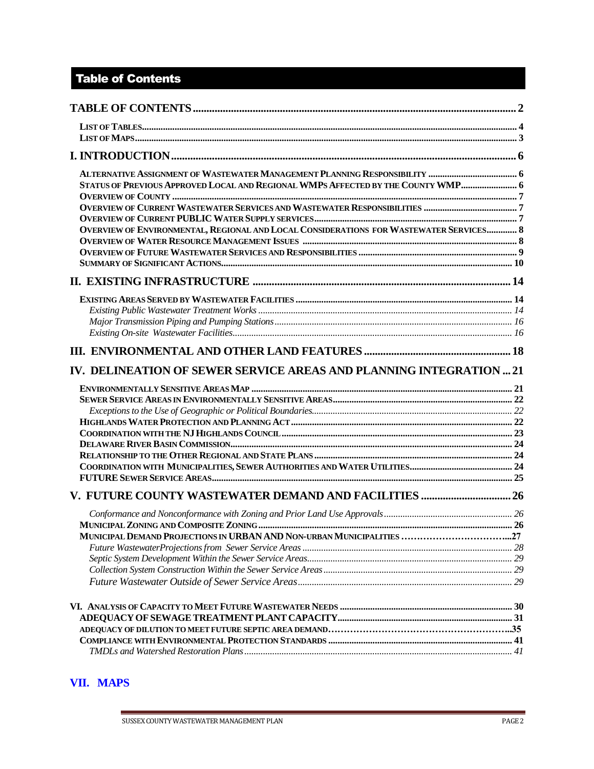# Table of Contents

**TABLE OF CONTENTS** .......... 2

LIST OF TABLES .......... 4
LIST OF MAPS .......... 3

**I. INTRODUCTION** .......... 6

ALTERNATIVE ASSIGNMENT OF WASTEWATER MANAGEMENT PLANNING RESPONSIBILITY .......... 6
STATUS OF PREVIOUS APPROVED LOCAL AND REGIONAL WMPS AFFECTED BY THE COUNTY WMP .......... 6
OVERVIEW OF COUNTY .......... 7
OVERVIEW OF CURRENT WASTEWATER SERVICES AND WASTEWATER RESPONSIBILITIES .......... 7
OVERVIEW OF CURRENT PUBLIC WATER SUPPLY SERVICES .......... 7
OVERVIEW OF ENVIRONMENTAL, REGIONAL AND LOCAL CONSIDERATIONS FOR WASTEWATER SERVICES .......... 8
OVERVIEW OF WATER RESOURCE MANAGEMENT ISSUES .......... 8
OVERVIEW OF FUTURE WASTEWATER SERVICES AND RESPONSIBILITIES .......... 9
SUMMARY OF SIGNIFICANT ACTIONS .......... 10

**II. EXISTING INFRASTRUCTURE** .......... 14

EXISTING AREAS SERVED BY WASTEWATER FACILITIES .......... 14
*Existing Public Wastewater Treatment Works* .......... 14
*Major Transmission Piping and Pumping Stations* .......... 16
*Existing On-site Wastewater Facilities* .......... 16

**III. ENVIRONMENTAL AND OTHER LAND FEATURES** .......... 18

**IV. DELINEATION OF SEWER SERVICE AREAS AND PLANNING INTEGRATION** ... 21

ENVIRONMENTALLY SENSITIVE AREAS MAP .......... 21
SEWER SERVICE AREAS IN ENVIRONMENTALLY SENSITIVE AREAS .......... 22
*Exceptions to the Use of Geographic or Political Boundaries* .......... 22
HIGHLANDS WATER PROTECTION AND PLANNING ACT .......... 22
COORDINATION WITH THE NJ HIGHLANDS COUNCIL .......... 23
DELAWARE RIVER BASIN COMMISSION .......... 24
RELATIONSHIP TO THE OTHER REGIONAL AND STATE PLANS .......... 24
COORDINATION WITH MUNICIPALITIES, SEWER AUTHORITIES AND WATER UTILITIES .......... 24
FUTURE SEWER SERVICE AREAS .......... 25

**V. FUTURE COUNTY WASTEWATER DEMAND AND FACILITIES** .......... 26

*Conformance and Nonconformance with Zoning and Prior Land Use Approvals* .......... 26
MUNICIPAL ZONING AND COMPOSITE ZONING .......... 26
MUNICIPAL DEMAND PROJECTIONS IN URBAN AND NON-URBAN MUNICIPALITIES .......... 27
*Future WastewaterProjections from Sewer Service Areas* .......... 28
*Septic System Development Within the Sewer Service Areas* .......... 29
*Collection System Construction Within the Sewer Service Areas* .......... 29
*Future Wastewater Outside of Sewer Service Areas* .......... 29

**VI. ANALYSIS OF CAPACITY TO MEET FUTURE WASTEWATER NEEDS** .......... 30
ADEQUACY OF SEWAGE TREATMENT PLANT CAPACITY .......... 31
ADEQUACY OF DILUTION TO MEET FUTURE SEPTIC AREA DEMAND .......... 35
COMPLIANCE WITH ENVIRONMENTAL PROTECTION STANDARDS .......... 41
*TMDLs and Watershed Restoration Plans* .......... 41

**VII. MAPS**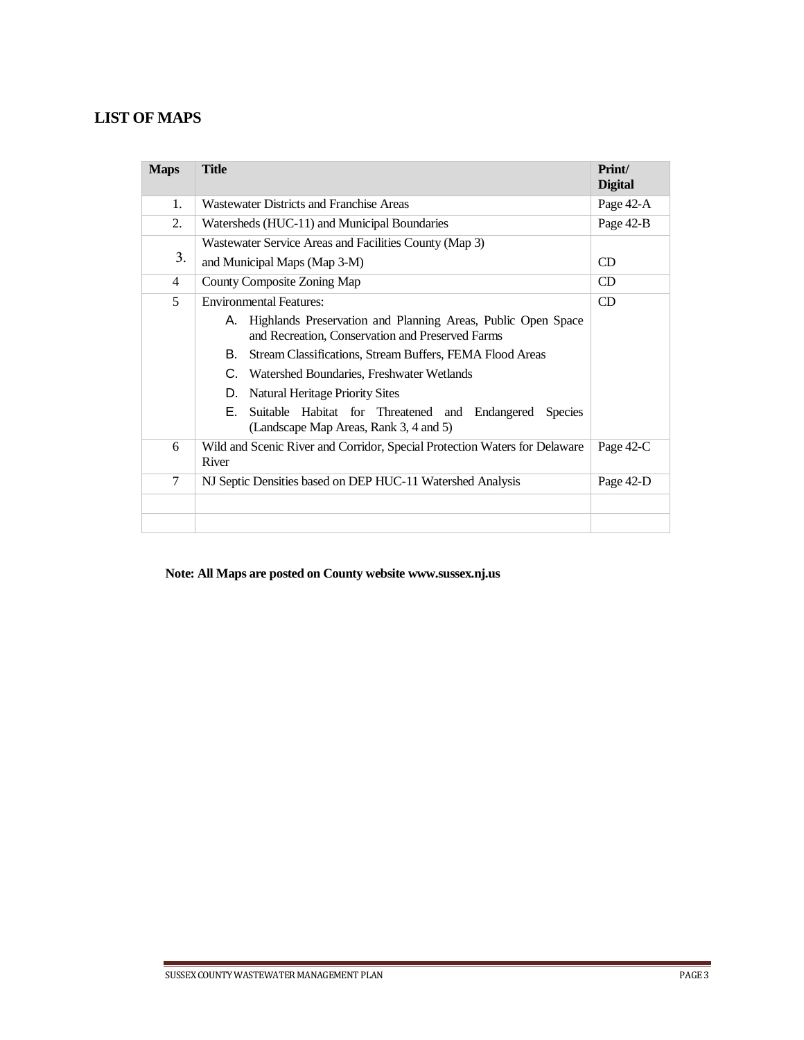# LIST OF MAPS

| Maps | Title | Print/ Digital |
|---|---|---|
| 1. | Wastewater Districts and Franchise Areas | Page 42-A |
| 2. | Watersheds (HUC-11) and Municipal Boundaries | Page 42-B |
| 3. | Wastewater Service Areas and Facilities County (Map 3) and Municipal Maps (Map 3-M) | CD |
| 4 | County Composite Zoning Map | CD |
| 5 | Environmental Features: A. Highlands Preservation and Planning Areas, Public Open Space and Recreation, Conservation and Preserved Farms B. Stream Classifications, Stream Buffers, FEMA Flood Areas C. Watershed Boundaries, Freshwater Wetlands D. Natural Heritage Priority Sites E. Suitable Habitat for Threatened and Endangered Species (Landscape Map Areas, Rank 3, 4 and 5) | CD |
| 6 | Wild and Scenic River and Corridor, Special Protection Waters for Delaware River | Page 42-C |
| 7 | NJ Septic Densities based on DEP HUC-11 Watershed Analysis | Page 42-D |
| | | |
| | | |

**Note: All Maps are posted on County website www.sussex.nj.us**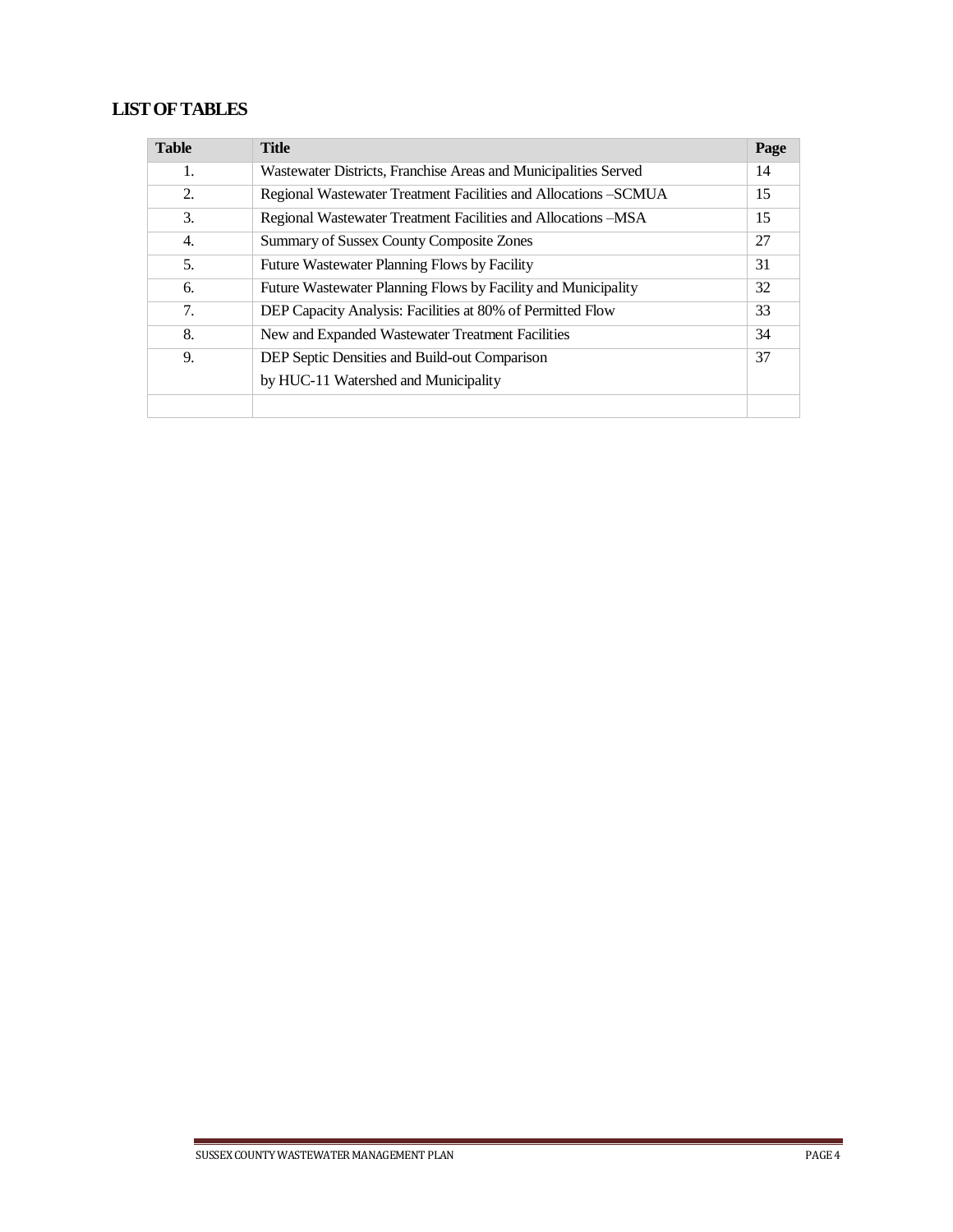# LIST OF TABLES

| Table | Title | Page |
|---|---|---|
| 1. | Wastewater Districts, Franchise Areas and Municipalities Served | 14 |
| 2. | Regional Wastewater Treatment Facilities and Allocations –SCMUA | 15 |
| 3. | Regional Wastewater Treatment Facilities and Allocations –MSA | 15 |
| 4. | Summary of Sussex County Composite Zones | 27 |
| 5. | Future Wastewater Planning Flows by Facility | 31 |
| 6. | Future Wastewater Planning Flows by Facility and Municipality | 32 |
| 7. | DEP Capacity Analysis: Facilities at 80% of Permitted Flow | 33 |
| 8. | New and Expanded Wastewater Treatment Facilities | 34 |
| 9. | DEP Septic Densities and Build-out Comparison by HUC-11 Watershed and Municipality | 37 |
| | | |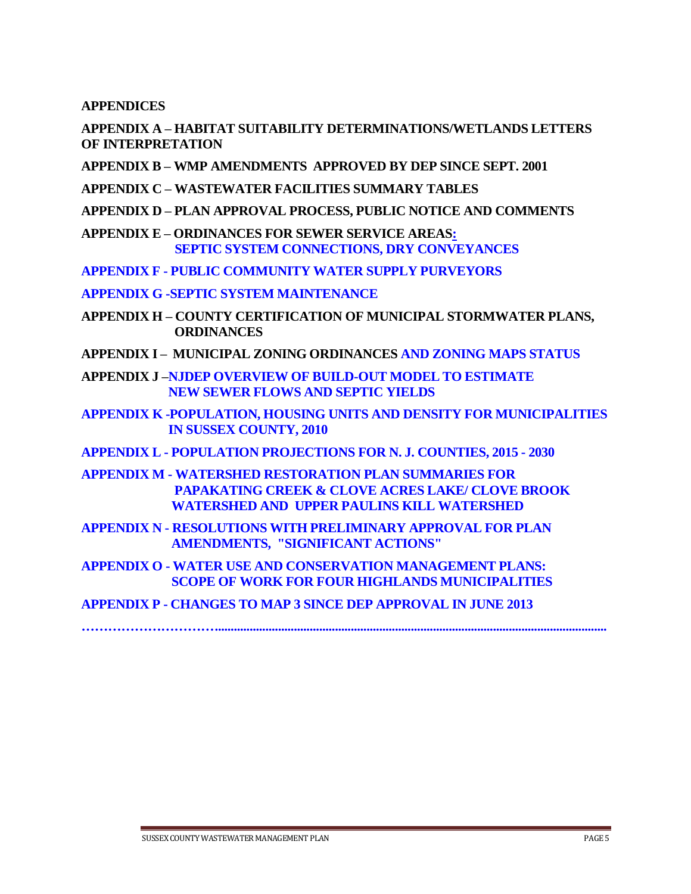**APPENDICES**

**APPENDIX A – HABITAT SUITABILITY DETERMINATIONS/WETLANDS LETTERS OF INTERPRETATION**

**APPENDIX B – WMP AMENDMENTS APPROVED BY DEP SINCE SEPT. 2001**

**APPENDIX C – WASTEWATER FACILITIES SUMMARY TABLES**

**APPENDIX D – PLAN APPROVAL PROCESS, PUBLIC NOTICE AND COMMENTS**

**APPENDIX E – ORDINANCES FOR SEWER SERVICE AREAS: SEPTIC SYSTEM CONNECTIONS, DRY CONVEYANCES**

**APPENDIX F - PUBLIC COMMUNITY WATER SUPPLY PURVEYORS**

**APPENDIX G -SEPTIC SYSTEM MAINTENANCE**

**APPENDIX H – COUNTY CERTIFICATION OF MUNICIPAL STORMWATER PLANS, ORDINANCES**

**APPENDIX I – MUNICIPAL ZONING ORDINANCES AND ZONING MAPS STATUS**

**APPENDIX J –NJDEP OVERVIEW OF BUILD-OUT MODEL TO ESTIMATE NEW SEWER FLOWS AND SEPTIC YIELDS**

**APPENDIX K -POPULATION, HOUSING UNITS AND DENSITY FOR MUNICIPALITIES IN SUSSEX COUNTY, 2010**

**APPENDIX L - POPULATION PROJECTIONS FOR N. J. COUNTIES, 2015 - 2030**

**APPENDIX M - WATERSHED RESTORATION PLAN SUMMARIES FOR PAPAKATING CREEK & CLOVE ACRES LAKE/ CLOVE BROOK WATERSHED AND UPPER PAULINS KILL WATERSHED**

**APPENDIX N - RESOLUTIONS WITH PRELIMINARY APPROVAL FOR PLAN AMENDMENTS, "SIGNIFICANT ACTIONS"**

**APPENDIX O - WATER USE AND CONSERVATION MANAGEMENT PLANS: SCOPE OF WORK FOR FOUR HIGHLANDS MUNICIPALITIES**

**APPENDIX P - CHANGES TO MAP 3 SINCE DEP APPROVAL IN JUNE 2013**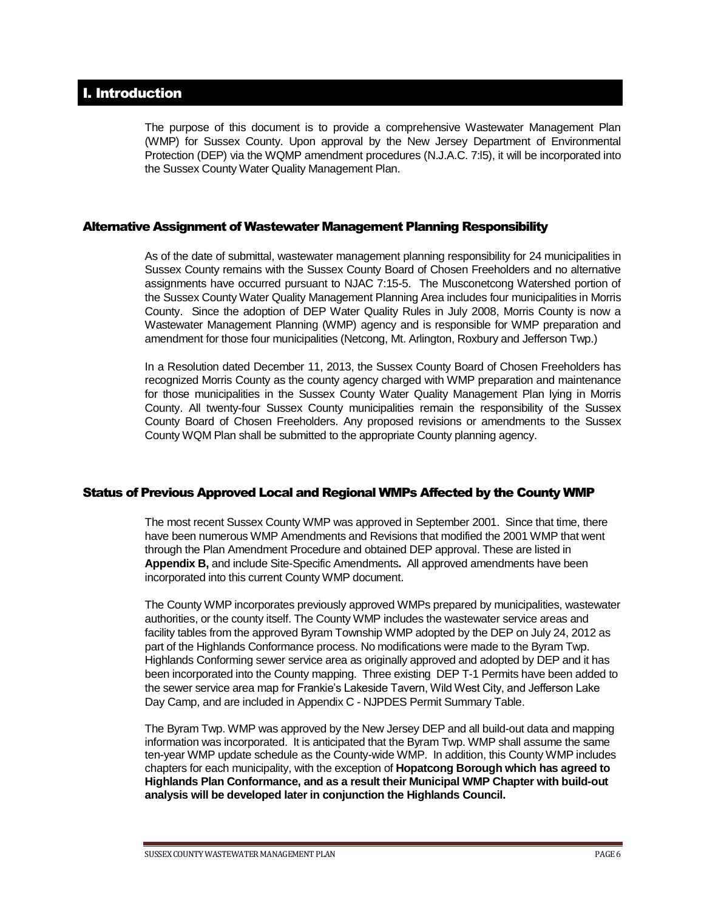# I. Introduction

The purpose of this document is to provide a comprehensive Wastewater Management Plan (WMP) for Sussex County. Upon approval by the New Jersey Department of Environmental Protection (DEP) via the WQMP amendment procedures (N.J.A.C. 7:l5), it will be incorporated into the Sussex County Water Quality Management Plan.

## Alternative Assignment of Wastewater Management Planning Responsibility

As of the date of submittal, wastewater management planning responsibility for 24 municipalities in Sussex County remains with the Sussex County Board of Chosen Freeholders and no alternative assignments have occurred pursuant to NJAC 7:15-5. The Musconetcong Watershed portion of the Sussex County Water Quality Management Planning Area includes four municipalities in Morris County. Since the adoption of DEP Water Quality Rules in July 2008, Morris County is now a Wastewater Management Planning (WMP) agency and is responsible for WMP preparation and amendment for those four municipalities (Netcong, Mt. Arlington, Roxbury and Jefferson Twp.)

In a Resolution dated December 11, 2013, the Sussex County Board of Chosen Freeholders has recognized Morris County as the county agency charged with WMP preparation and maintenance for those municipalities in the Sussex County Water Quality Management Plan lying in Morris County. All twenty-four Sussex County municipalities remain the responsibility of the Sussex County Board of Chosen Freeholders. Any proposed revisions or amendments to the Sussex County WQM Plan shall be submitted to the appropriate County planning agency.

## Status of Previous Approved Local and Regional WMPs Affected by the County WMP

The most recent Sussex County WMP was approved in September 2001. Since that time, there have been numerous WMP Amendments and Revisions that modified the 2001 WMP that went through the Plan Amendment Procedure and obtained DEP approval. These are listed in **Appendix B,** and include Site-Specific Amendments**.** All approved amendments have been incorporated into this current County WMP document.

The County WMP incorporates previously approved WMPs prepared by municipalities, wastewater authorities, or the county itself. The County WMP includes the wastewater service areas and facility tables from the approved Byram Township WMP adopted by the DEP on July 24, 2012 as part of the Highlands Conformance process. No modifications were made to the Byram Twp. Highlands Conforming sewer service area as originally approved and adopted by DEP and it has been incorporated into the County mapping. Three existing DEP T-1 Permits have been added to the sewer service area map for Frankie's Lakeside Tavern, Wild West City, and Jefferson Lake Day Camp, and are included in Appendix C - NJPDES Permit Summary Table.

The Byram Twp. WMP was approved by the New Jersey DEP and all build-out data and mapping information was incorporated. It is anticipated that the Byram Twp. WMP shall assume the same ten-year WMP update schedule as the County-wide WMP. In addition, this County WMP includes chapters for each municipality, with the exception of **Hopatcong Borough which has agreed to Highlands Plan Conformance, and as a result their Municipal WMP Chapter with build-out analysis will be developed later in conjunction the Highlands Council.**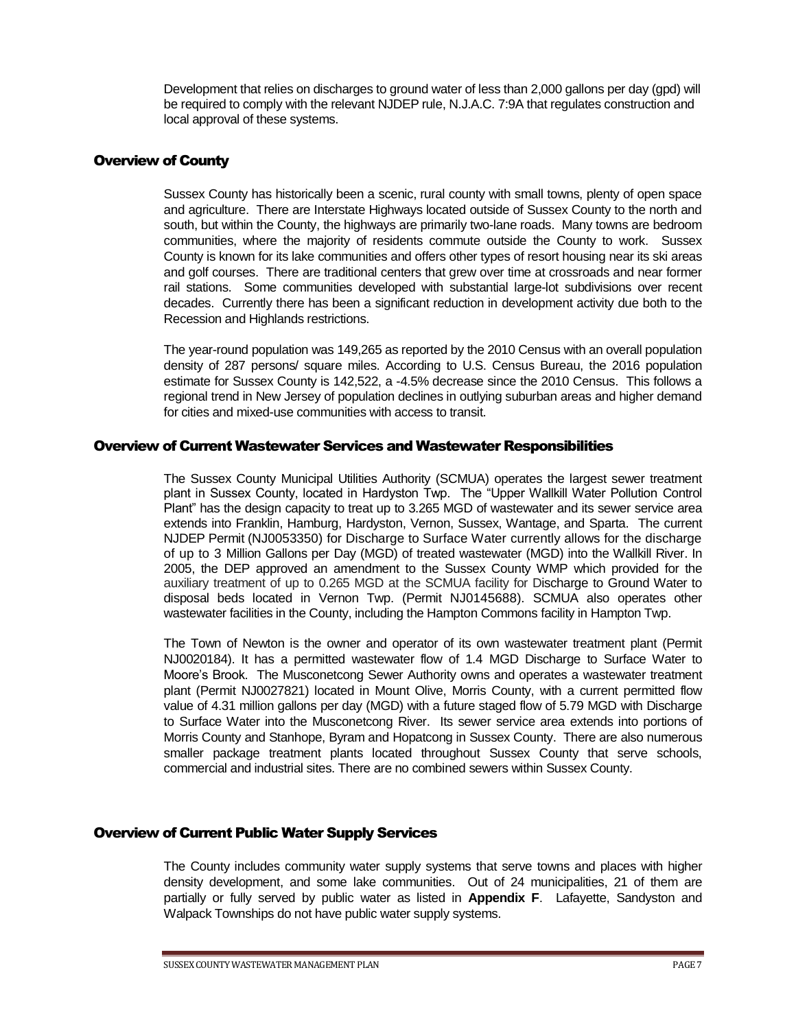Development that relies on discharges to ground water of less than 2,000 gallons per day (gpd) will be required to comply with the relevant NJDEP rule, N.J.A.C. 7:9A that regulates construction and local approval of these systems.

## Overview of County

Sussex County has historically been a scenic, rural county with small towns, plenty of open space and agriculture. There are Interstate Highways located outside of Sussex County to the north and south, but within the County, the highways are primarily two-lane roads. Many towns are bedroom communities, where the majority of residents commute outside the County to work. Sussex County is known for its lake communities and offers other types of resort housing near its ski areas and golf courses. There are traditional centers that grew over time at crossroads and near former rail stations. Some communities developed with substantial large-lot subdivisions over recent decades. Currently there has been a significant reduction in development activity due both to the Recession and Highlands restrictions.

The year-round population was 149,265 as reported by the 2010 Census with an overall population density of 287 persons/ square miles. According to U.S. Census Bureau, the 2016 population estimate for Sussex County is 142,522, a -4.5% decrease since the 2010 Census. This follows a regional trend in New Jersey of population declines in outlying suburban areas and higher demand for cities and mixed-use communities with access to transit.

## Overview of Current Wastewater Services and Wastewater Responsibilities

The Sussex County Municipal Utilities Authority (SCMUA) operates the largest sewer treatment plant in Sussex County, located in Hardyston Twp. The "Upper Wallkill Water Pollution Control Plant" has the design capacity to treat up to 3.265 MGD of wastewater and its sewer service area extends into Franklin, Hamburg, Hardyston, Vernon, Sussex, Wantage, and Sparta. The current NJDEP Permit (NJ0053350) for Discharge to Surface Water currently allows for the discharge of up to 3 Million Gallons per Day (MGD) of treated wastewater (MGD) into the Wallkill River. In 2005, the DEP approved an amendment to the Sussex County WMP which provided for the auxiliary treatment of up to 0.265 MGD at the SCMUA facility for Discharge to Ground Water to disposal beds located in Vernon Twp. (Permit NJ0145688). SCMUA also operates other wastewater facilities in the County, including the Hampton Commons facility in Hampton Twp.

The Town of Newton is the owner and operator of its own wastewater treatment plant (Permit NJ0020184). It has a permitted wastewater flow of 1.4 MGD Discharge to Surface Water to Moore's Brook. The Musconetcong Sewer Authority owns and operates a wastewater treatment plant (Permit NJ0027821) located in Mount Olive, Morris County, with a current permitted flow value of 4.31 million gallons per day (MGD) with a future staged flow of 5.79 MGD with Discharge to Surface Water into the Musconetcong River. Its sewer service area extends into portions of Morris County and Stanhope, Byram and Hopatcong in Sussex County. There are also numerous smaller package treatment plants located throughout Sussex County that serve schools, commercial and industrial sites. There are no combined sewers within Sussex County.

## Overview of Current Public Water Supply Services

The County includes community water supply systems that serve towns and places with higher density development, and some lake communities. Out of 24 municipalities, 21 of them are partially or fully served by public water as listed in **Appendix F**. Lafayette, Sandyston and Walpack Townships do not have public water supply systems.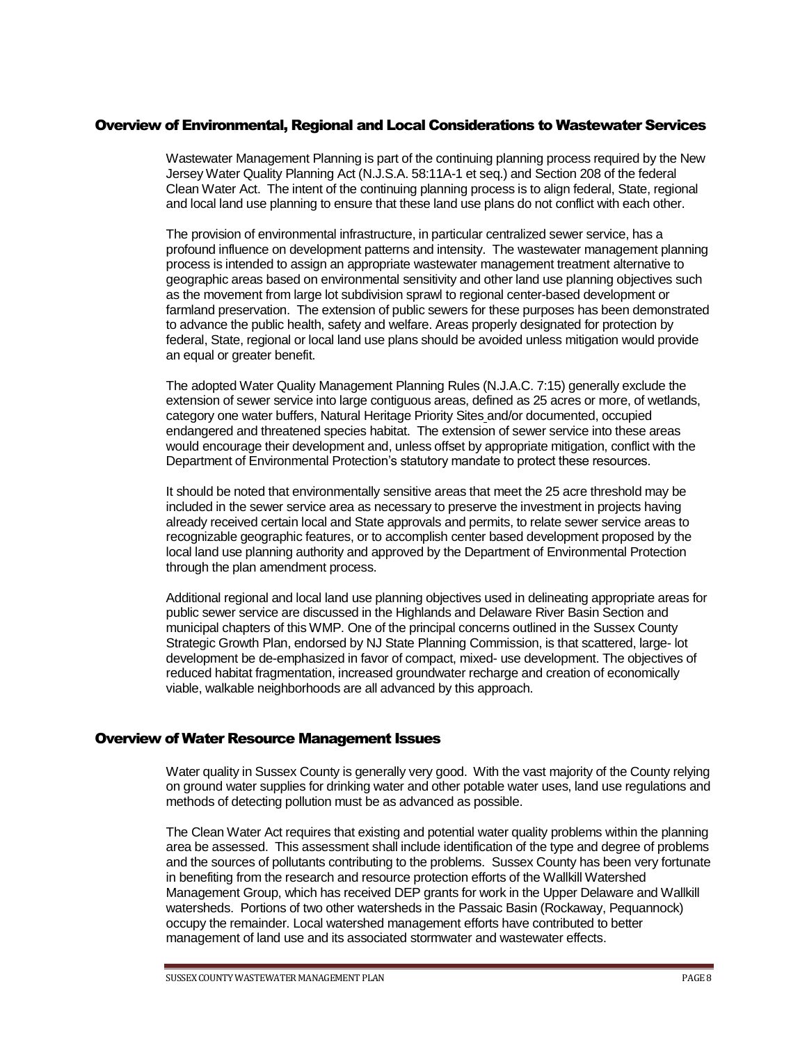## Overview of Environmental, Regional and Local Considerations to Wastewater Services

Wastewater Management Planning is part of the continuing planning process required by the New Jersey Water Quality Planning Act (N.J.S.A. 58:11A-1 et seq.) and Section 208 of the federal Clean Water Act. The intent of the continuing planning process is to align federal, State, regional and local land use planning to ensure that these land use plans do not conflict with each other.

The provision of environmental infrastructure, in particular centralized sewer service, has a profound influence on development patterns and intensity. The wastewater management planning process is intended to assign an appropriate wastewater management treatment alternative to geographic areas based on environmental sensitivity and other land use planning objectives such as the movement from large lot subdivision sprawl to regional center-based development or farmland preservation. The extension of public sewers for these purposes has been demonstrated to advance the public health, safety and welfare. Areas properly designated for protection by federal, State, regional or local land use plans should be avoided unless mitigation would provide an equal or greater benefit.

The adopted Water Quality Management Planning Rules (N.J.A.C. 7:15) generally exclude the extension of sewer service into large contiguous areas, defined as 25 acres or more, of wetlands, category one water buffers, Natural Heritage Priority Sites and/or documented, occupied endangered and threatened species habitat. The extension of sewer service into these areas would encourage their development and, unless offset by appropriate mitigation, conflict with the Department of Environmental Protection's statutory mandate to protect these resources.

It should be noted that environmentally sensitive areas that meet the 25 acre threshold may be included in the sewer service area as necessary to preserve the investment in projects having already received certain local and State approvals and permits, to relate sewer service areas to recognizable geographic features, or to accomplish center based development proposed by the local land use planning authority and approved by the Department of Environmental Protection through the plan amendment process.

Additional regional and local land use planning objectives used in delineating appropriate areas for public sewer service are discussed in the Highlands and Delaware River Basin Section and municipal chapters of this WMP. One of the principal concerns outlined in the Sussex County Strategic Growth Plan, endorsed by NJ State Planning Commission, is that scattered, large- lot development be de-emphasized in favor of compact, mixed- use development. The objectives of reduced habitat fragmentation, increased groundwater recharge and creation of economically viable, walkable neighborhoods are all advanced by this approach.

## Overview of Water Resource Management Issues

Water quality in Sussex County is generally very good. With the vast majority of the County relying on ground water supplies for drinking water and other potable water uses, land use regulations and methods of detecting pollution must be as advanced as possible.

The Clean Water Act requires that existing and potential water quality problems within the planning area be assessed. This assessment shall include identification of the type and degree of problems and the sources of pollutants contributing to the problems. Sussex County has been very fortunate in benefiting from the research and resource protection efforts of the Wallkill Watershed Management Group, which has received DEP grants for work in the Upper Delaware and Wallkill watersheds. Portions of two other watersheds in the Passaic Basin (Rockaway, Pequannock) occupy the remainder. Local watershed management efforts have contributed to better management of land use and its associated stormwater and wastewater effects.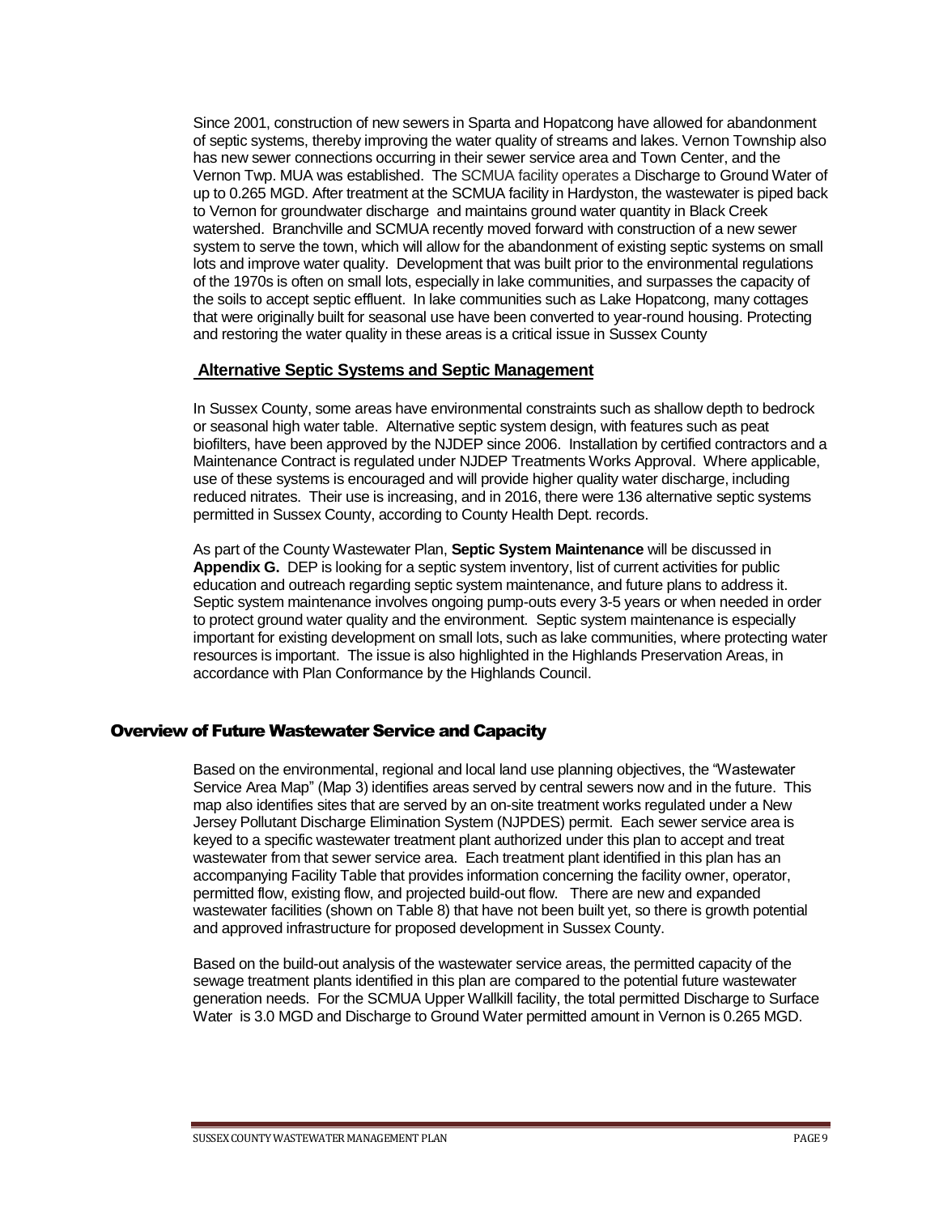Since 2001, construction of new sewers in Sparta and Hopatcong have allowed for abandonment of septic systems, thereby improving the water quality of streams and lakes. Vernon Township also has new sewer connections occurring in their sewer service area and Town Center, and the Vernon Twp. MUA was established. The SCMUA facility operates a Discharge to Ground Water of up to 0.265 MGD. After treatment at the SCMUA facility in Hardyston, the wastewater is piped back to Vernon for groundwater discharge and maintains ground water quantity in Black Creek watershed. Branchville and SCMUA recently moved forward with construction of a new sewer system to serve the town, which will allow for the abandonment of existing septic systems on small lots and improve water quality. Development that was built prior to the environmental regulations of the 1970s is often on small lots, especially in lake communities, and surpasses the capacity of the soils to accept septic effluent. In lake communities such as Lake Hopatcong, many cottages that were originally built for seasonal use have been converted to year-round housing. Protecting and restoring the water quality in these areas is a critical issue in Sussex County

### Alternative Septic Systems and Septic Management

In Sussex County, some areas have environmental constraints such as shallow depth to bedrock or seasonal high water table. Alternative septic system design, with features such as peat biofilters, have been approved by the NJDEP since 2006. Installation by certified contractors and a Maintenance Contract is regulated under NJDEP Treatments Works Approval. Where applicable, use of these systems is encouraged and will provide higher quality water discharge, including reduced nitrates. Their use is increasing, and in 2016, there were 136 alternative septic systems permitted in Sussex County, according to County Health Dept. records.

As part of the County Wastewater Plan, **Septic System Maintenance** will be discussed in **Appendix G.** DEP is looking for a septic system inventory, list of current activities for public education and outreach regarding septic system maintenance, and future plans to address it. Septic system maintenance involves ongoing pump-outs every 3-5 years or when needed in order to protect ground water quality and the environment. Septic system maintenance is especially important for existing development on small lots, such as lake communities, where protecting water resources is important. The issue is also highlighted in the Highlands Preservation Areas, in accordance with Plan Conformance by the Highlands Council.

## Overview of Future Wastewater Service and Capacity

Based on the environmental, regional and local land use planning objectives, the "Wastewater Service Area Map" (Map 3) identifies areas served by central sewers now and in the future. This map also identifies sites that are served by an on-site treatment works regulated under a New Jersey Pollutant Discharge Elimination System (NJPDES) permit. Each sewer service area is keyed to a specific wastewater treatment plant authorized under this plan to accept and treat wastewater from that sewer service area. Each treatment plant identified in this plan has an accompanying Facility Table that provides information concerning the facility owner, operator, permitted flow, existing flow, and projected build-out flow. There are new and expanded wastewater facilities (shown on Table 8) that have not been built yet, so there is growth potential and approved infrastructure for proposed development in Sussex County.

Based on the build-out analysis of the wastewater service areas, the permitted capacity of the sewage treatment plants identified in this plan are compared to the potential future wastewater generation needs. For the SCMUA Upper Wallkill facility, the total permitted Discharge to Surface Water is 3.0 MGD and Discharge to Ground Water permitted amount in Vernon is 0.265 MGD.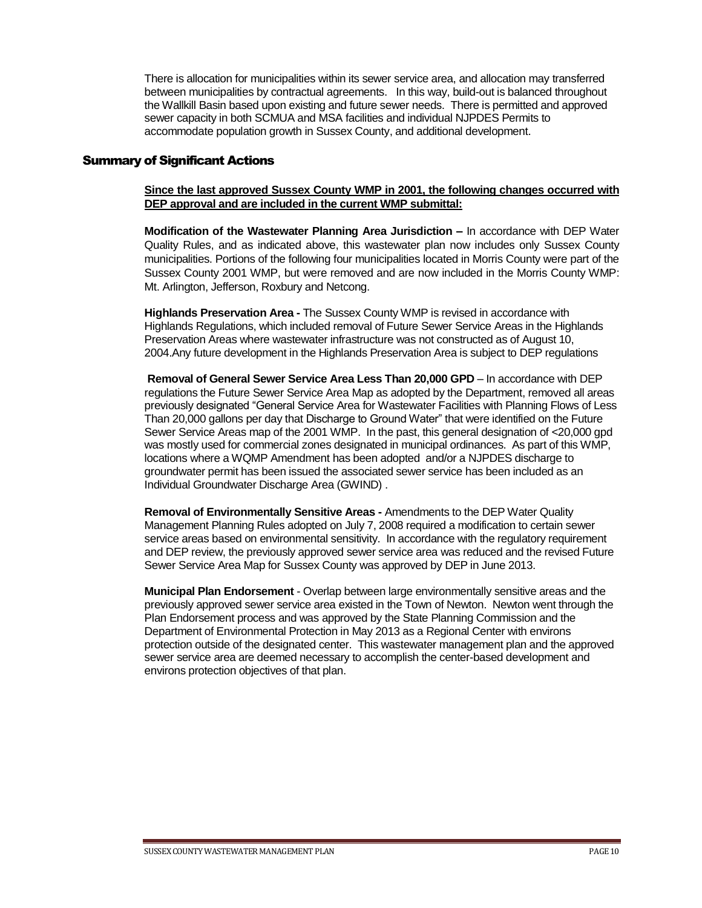There is allocation for municipalities within its sewer service area, and allocation may transferred between municipalities by contractual agreements. In this way, build-out is balanced throughout the Wallkill Basin based upon existing and future sewer needs. There is permitted and approved sewer capacity in both SCMUA and MSA facilities and individual NJPDES Permits to accommodate population growth in Sussex County, and additional development.

## Summary of Significant Actions

**Since the last approved Sussex County WMP in 2001, the following changes occurred with DEP approval and are included in the current WMP submittal:**

**Modification of the Wastewater Planning Area Jurisdiction –** In accordance with DEP Water Quality Rules, and as indicated above, this wastewater plan now includes only Sussex County municipalities. Portions of the following four municipalities located in Morris County were part of the Sussex County 2001 WMP, but were removed and are now included in the Morris County WMP: Mt. Arlington, Jefferson, Roxbury and Netcong.

**Highlands Preservation Area -** The Sussex County WMP is revised in accordance with Highlands Regulations, which included removal of Future Sewer Service Areas in the Highlands Preservation Areas where wastewater infrastructure was not constructed as of August 10, 2004.Any future development in the Highlands Preservation Area is subject to DEP regulations

**Removal of General Sewer Service Area Less Than 20,000 GPD** – In accordance with DEP regulations the Future Sewer Service Area Map as adopted by the Department, removed all areas previously designated "General Service Area for Wastewater Facilities with Planning Flows of Less Than 20,000 gallons per day that Discharge to Ground Water" that were identified on the Future Sewer Service Areas map of the 2001 WMP. In the past, this general designation of <20,000 gpd was mostly used for commercial zones designated in municipal ordinances. As part of this WMP, locations where a WQMP Amendment has been adopted and/or a NJPDES discharge to groundwater permit has been issued the associated sewer service has been included as an Individual Groundwater Discharge Area (GWIND) .

**Removal of Environmentally Sensitive Areas -** Amendments to the DEP Water Quality Management Planning Rules adopted on July 7, 2008 required a modification to certain sewer service areas based on environmental sensitivity. In accordance with the regulatory requirement and DEP review, the previously approved sewer service area was reduced and the revised Future Sewer Service Area Map for Sussex County was approved by DEP in June 2013.

**Municipal Plan Endorsement** - Overlap between large environmentally sensitive areas and the previously approved sewer service area existed in the Town of Newton. Newton went through the Plan Endorsement process and was approved by the State Planning Commission and the Department of Environmental Protection in May 2013 as a Regional Center with environs protection outside of the designated center. This wastewater management plan and the approved sewer service area are deemed necessary to accomplish the center-based development and environs protection objectives of that plan.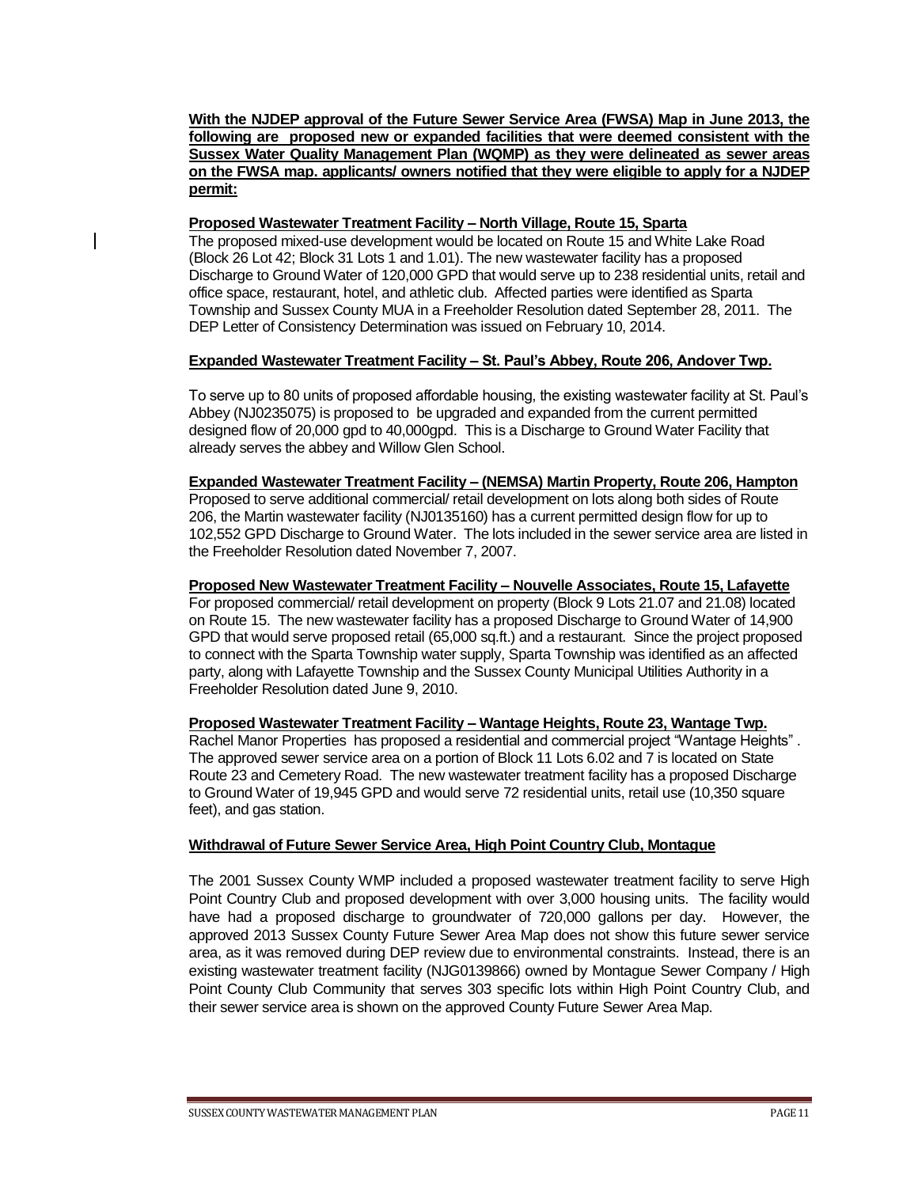**With the NJDEP approval of the Future Sewer Service Area (FWSA) Map in June 2013, the following are proposed new or expanded facilities that were deemed consistent with the Sussex Water Quality Management Plan (WQMP) as they were delineated as sewer areas on the FWSA map. applicants/ owners notified that they were eligible to apply for a NJDEP permit:**

**Proposed Wastewater Treatment Facility – North Village, Route 15, Sparta**

The proposed mixed-use development would be located on Route 15 and White Lake Road (Block 26 Lot 42; Block 31 Lots 1 and 1.01). The new wastewater facility has a proposed Discharge to Ground Water of 120,000 GPD that would serve up to 238 residential units, retail and office space, restaurant, hotel, and athletic club. Affected parties were identified as Sparta Township and Sussex County MUA in a Freeholder Resolution dated September 28, 2011. The DEP Letter of Consistency Determination was issued on February 10, 2014.

**Expanded Wastewater Treatment Facility – St. Paul's Abbey, Route 206, Andover Twp.**

To serve up to 80 units of proposed affordable housing, the existing wastewater facility at St. Paul's Abbey (NJ0235075) is proposed to be upgraded and expanded from the current permitted designed flow of 20,000 gpd to 40,000gpd. This is a Discharge to Ground Water Facility that already serves the abbey and Willow Glen School.

**Expanded Wastewater Treatment Facility – (NEMSA) Martin Property, Route 206, Hampton**

Proposed to serve additional commercial/ retail development on lots along both sides of Route 206, the Martin wastewater facility (NJ0135160) has a current permitted design flow for up to 102,552 GPD Discharge to Ground Water. The lots included in the sewer service area are listed in the Freeholder Resolution dated November 7, 2007.

**Proposed New Wastewater Treatment Facility – Nouvelle Associates, Route 15, Lafayette**

For proposed commercial/ retail development on property (Block 9 Lots 21.07 and 21.08) located on Route 15. The new wastewater facility has a proposed Discharge to Ground Water of 14,900 GPD that would serve proposed retail (65,000 sq.ft.) and a restaurant. Since the project proposed to connect with the Sparta Township water supply, Sparta Township was identified as an affected party, along with Lafayette Township and the Sussex County Municipal Utilities Authority in a Freeholder Resolution dated June 9, 2010.

**Proposed Wastewater Treatment Facility – Wantage Heights, Route 23, Wantage Twp.**

Rachel Manor Properties has proposed a residential and commercial project "Wantage Heights". The approved sewer service area on a portion of Block 11 Lots 6.02 and 7 is located on State Route 23 and Cemetery Road. The new wastewater treatment facility has a proposed Discharge to Ground Water of 19,945 GPD and would serve 72 residential units, retail use (10,350 square feet), and gas station.

**Withdrawal of Future Sewer Service Area, High Point Country Club, Montague**

The 2001 Sussex County WMP included a proposed wastewater treatment facility to serve High Point Country Club and proposed development with over 3,000 housing units. The facility would have had a proposed discharge to groundwater of 720,000 gallons per day. However, the approved 2013 Sussex County Future Sewer Area Map does not show this future sewer service area, as it was removed during DEP review due to environmental constraints. Instead, there is an existing wastewater treatment facility (NJG0139866) owned by Montague Sewer Company / High Point County Club Community that serves 303 specific lots within High Point Country Club, and their sewer service area is shown on the approved County Future Sewer Area Map.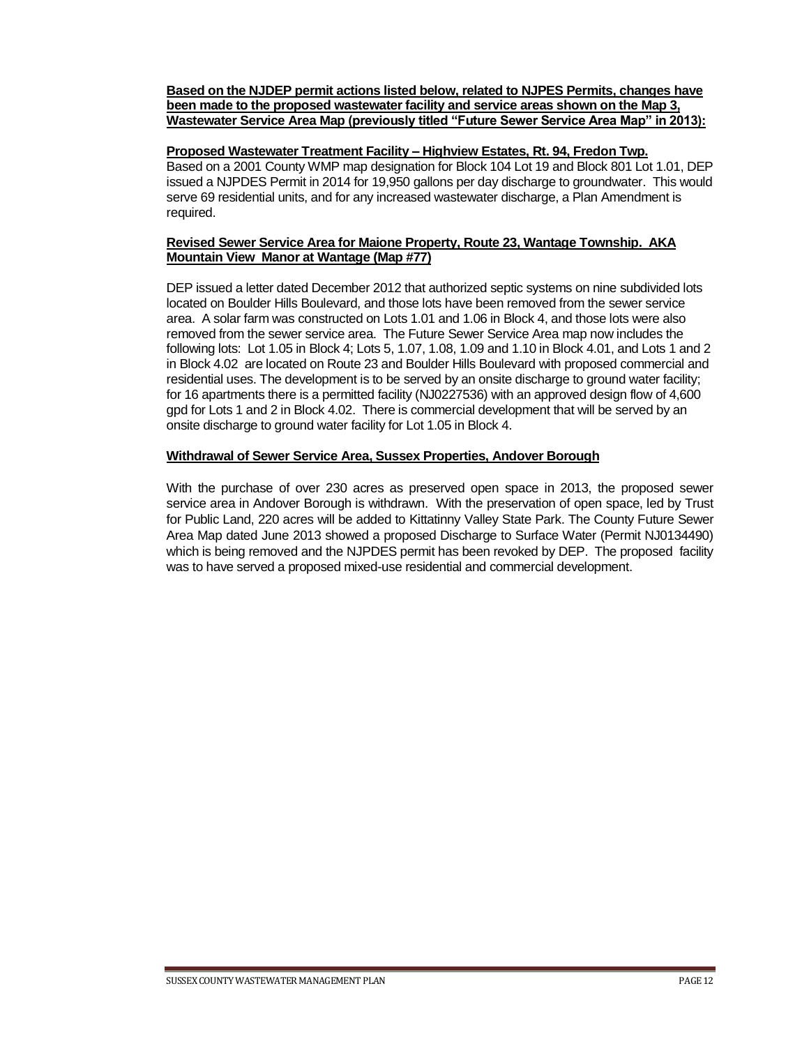**Based on the NJDEP permit actions listed below, related to NJPES Permits, changes have been made to the proposed wastewater facility and service areas shown on the Map 3, Wastewater Service Area Map (previously titled "Future Sewer Service Area Map" in 2013):**

**Proposed Wastewater Treatment Facility – Highview Estates, Rt. 94, Fredon Twp.**

Based on a 2001 County WMP map designation for Block 104 Lot 19 and Block 801 Lot 1.01, DEP issued a NJPDES Permit in 2014 for 19,950 gallons per day discharge to groundwater. This would serve 69 residential units, and for any increased wastewater discharge, a Plan Amendment is required.

**Revised Sewer Service Area for Maione Property, Route 23, Wantage Township. AKA Mountain View Manor at Wantage (Map #77)**

DEP issued a letter dated December 2012 that authorized septic systems on nine subdivided lots located on Boulder Hills Boulevard, and those lots have been removed from the sewer service area. A solar farm was constructed on Lots 1.01 and 1.06 in Block 4, and those lots were also removed from the sewer service area. The Future Sewer Service Area map now includes the following lots: Lot 1.05 in Block 4; Lots 5, 1.07, 1.08, 1.09 and 1.10 in Block 4.01, and Lots 1 and 2 in Block 4.02 are located on Route 23 and Boulder Hills Boulevard with proposed commercial and residential uses. The development is to be served by an onsite discharge to ground water facility; for 16 apartments there is a permitted facility (NJ0227536) with an approved design flow of 4,600 gpd for Lots 1 and 2 in Block 4.02. There is commercial development that will be served by an onsite discharge to ground water facility for Lot 1.05 in Block 4.

**Withdrawal of Sewer Service Area, Sussex Properties, Andover Borough**

With the purchase of over 230 acres as preserved open space in 2013, the proposed sewer service area in Andover Borough is withdrawn. With the preservation of open space, led by Trust for Public Land, 220 acres will be added to Kittatinny Valley State Park. The County Future Sewer Area Map dated June 2013 showed a proposed Discharge to Surface Water (Permit NJ0134490) which is being removed and the NJPDES permit has been revoked by DEP. The proposed facility was to have served a proposed mixed-use residential and commercial development.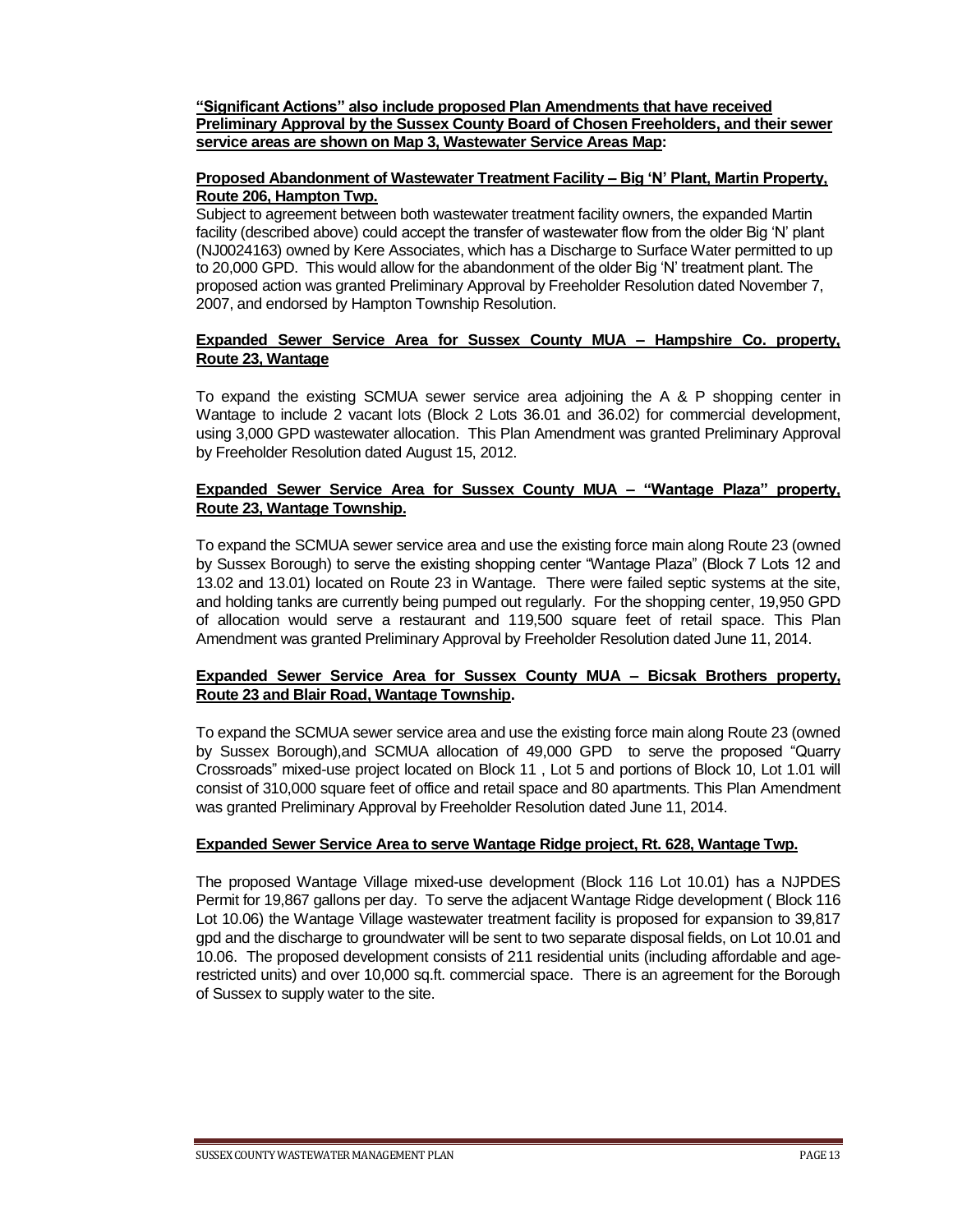**"Significant Actions" also include proposed Plan Amendments that have received Preliminary Approval by the Sussex County Board of Chosen Freeholders, and their sewer service areas are shown on Map 3, Wastewater Service Areas Map:**

**Proposed Abandonment of Wastewater Treatment Facility – Big 'N' Plant, Martin Property, Route 206, Hampton Twp.**

Subject to agreement between both wastewater treatment facility owners, the expanded Martin facility (described above) could accept the transfer of wastewater flow from the older Big 'N' plant (NJ0024163) owned by Kere Associates, which has a Discharge to Surface Water permitted to up to 20,000 GPD. This would allow for the abandonment of the older Big 'N' treatment plant. The proposed action was granted Preliminary Approval by Freeholder Resolution dated November 7, 2007, and endorsed by Hampton Township Resolution.

**Expanded Sewer Service Area for Sussex County MUA – Hampshire Co. property, Route 23, Wantage**

To expand the existing SCMUA sewer service area adjoining the A & P shopping center in Wantage to include 2 vacant lots (Block 2 Lots 36.01 and 36.02) for commercial development, using 3,000 GPD wastewater allocation. This Plan Amendment was granted Preliminary Approval by Freeholder Resolution dated August 15, 2012.

**Expanded Sewer Service Area for Sussex County MUA – "Wantage Plaza" property, Route 23, Wantage Township.**

To expand the SCMUA sewer service area and use the existing force main along Route 23 (owned by Sussex Borough) to serve the existing shopping center "Wantage Plaza" (Block 7 Lots 12 and 13.02 and 13.01) located on Route 23 in Wantage. There were failed septic systems at the site, and holding tanks are currently being pumped out regularly. For the shopping center, 19,950 GPD of allocation would serve a restaurant and 119,500 square feet of retail space. This Plan Amendment was granted Preliminary Approval by Freeholder Resolution dated June 11, 2014.

**Expanded Sewer Service Area for Sussex County MUA – Bicsak Brothers property, Route 23 and Blair Road, Wantage Township.**

To expand the SCMUA sewer service area and use the existing force main along Route 23 (owned by Sussex Borough),and SCMUA allocation of 49,000 GPD to serve the proposed "Quarry Crossroads" mixed-use project located on Block 11 , Lot 5 and portions of Block 10, Lot 1.01 will consist of 310,000 square feet of office and retail space and 80 apartments. This Plan Amendment was granted Preliminary Approval by Freeholder Resolution dated June 11, 2014.

**Expanded Sewer Service Area to serve Wantage Ridge project, Rt. 628, Wantage Twp.**

The proposed Wantage Village mixed-use development (Block 116 Lot 10.01) has a NJPDES Permit for 19,867 gallons per day. To serve the adjacent Wantage Ridge development ( Block 116 Lot 10.06) the Wantage Village wastewater treatment facility is proposed for expansion to 39,817 gpd and the discharge to groundwater will be sent to two separate disposal fields, on Lot 10.01 and 10.06. The proposed development consists of 211 residential units (including affordable and age-restricted units) and over 10,000 sq.ft. commercial space. There is an agreement for the Borough of Sussex to supply water to the site.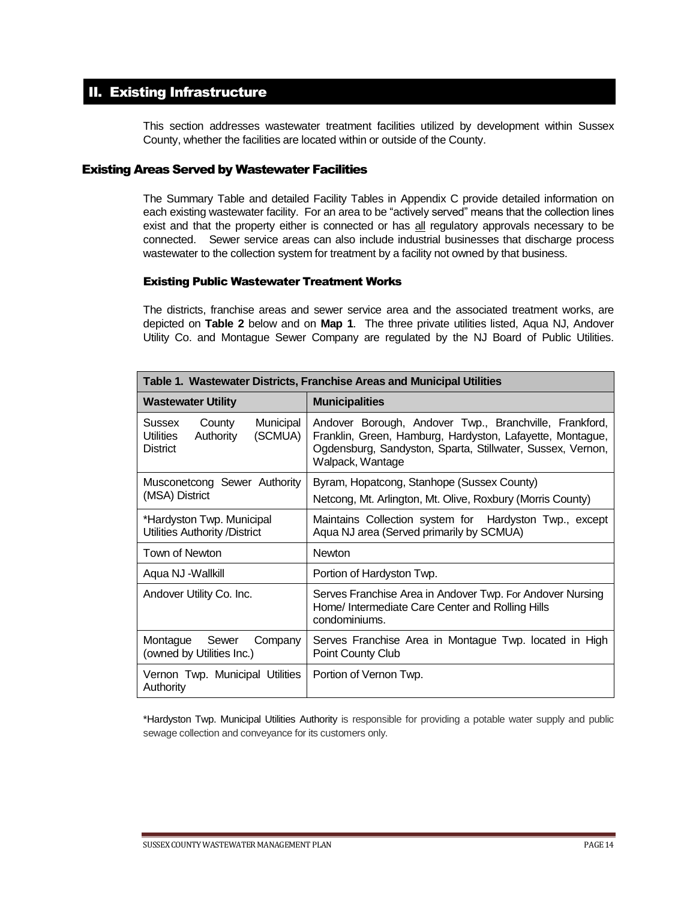## II. Existing Infrastructure

This section addresses wastewater treatment facilities utilized by development within Sussex County, whether the facilities are located within or outside of the County.

### Existing Areas Served by Wastewater Facilities

The Summary Table and detailed Facility Tables in Appendix C provide detailed information on each existing wastewater facility. For an area to be "actively served" means that the collection lines exist and that the property either is connected or has all regulatory approvals necessary to be connected. Sewer service areas can also include industrial businesses that discharge process wastewater to the collection system for treatment by a facility not owned by that business.

#### Existing Public Wastewater Treatment Works

The districts, franchise areas and sewer service area and the associated treatment works, are depicted on **Table 2** below and on **Map 1**. The three private utilities listed, Aqua NJ, Andover Utility Co. and Montague Sewer Company are regulated by the NJ Board of Public Utilities.

| Table 1. Wastewater Districts, Franchise Areas and Municipal Utilities | |
|---|---|
| **Wastewater Utility** | **Municipalities** |
| Sussex County Municipal Utilities Authority (SCMUA) District | Andover Borough, Andover Twp., Branchville, Frankford, Franklin, Green, Hamburg, Hardyston, Lafayette, Montague, Ogdensburg, Sandyston, Sparta, Stillwater, Sussex, Vernon, Walpack, Wantage |
| Musconetcong Sewer Authority (MSA) District | Byram, Hopatcong, Stanhope (Sussex County)<br>Netcong, Mt. Arlington, Mt. Olive, Roxbury (Morris County) |
| *Hardyston Twp. Municipal Utilities Authority /District | Maintains Collection system for Hardyston Twp., except Aqua NJ area (Served primarily by SCMUA) |
| Town of Newton | Newton |
| Aqua NJ -Wallkill | Portion of Hardyston Twp. |
| Andover Utility Co. Inc. | Serves Franchise Area in Andover Twp. For Andover Nursing Home/ Intermediate Care Center and Rolling Hills condominiums. |
| Montague Sewer Company (owned by Utilities Inc.) | Serves Franchise Area in Montague Twp. located in High Point County Club |
| Vernon Twp. Municipal Utilities Authority | Portion of Vernon Twp. |

*Hardyston Twp. Municipal Utilities Authority is responsible for providing a potable water supply and public sewage collection and conveyance for its customers only.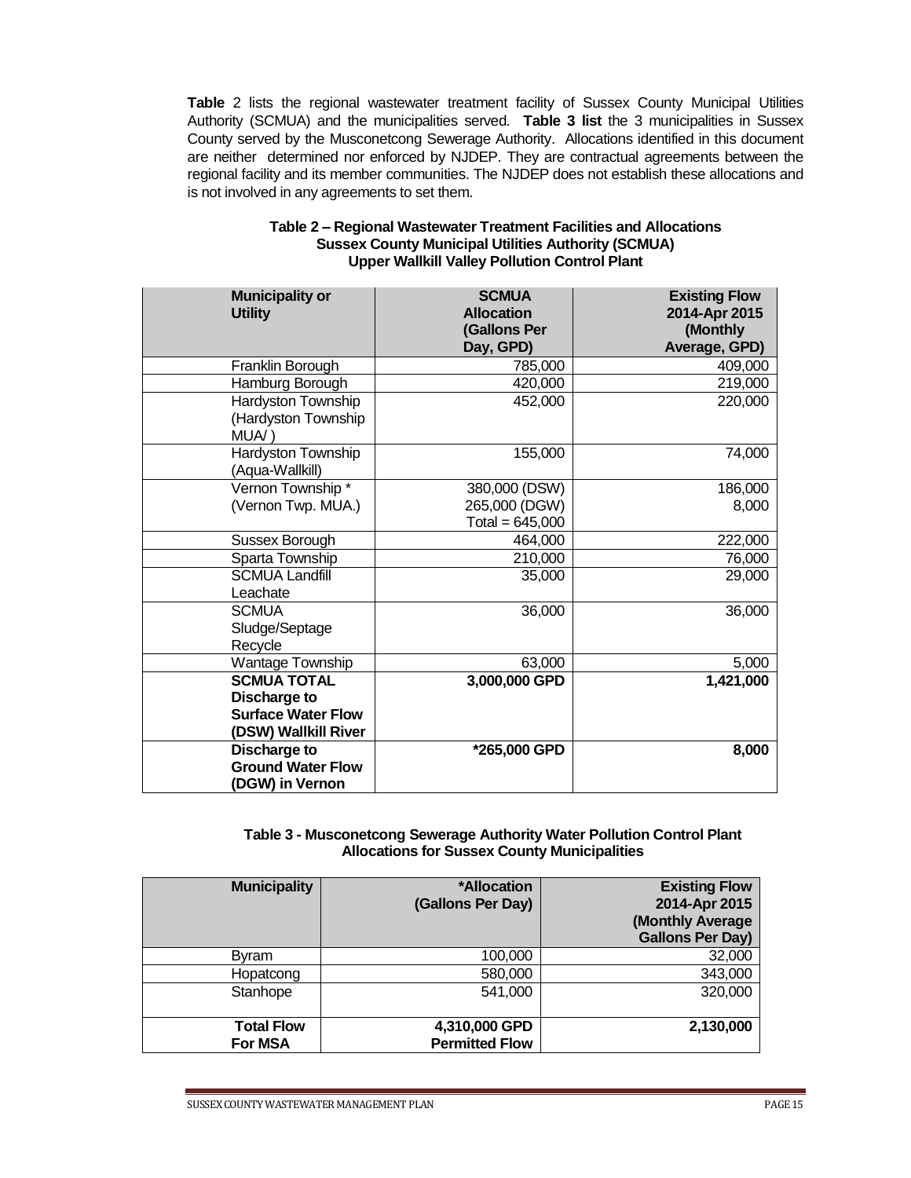**Table** 2 lists the regional wastewater treatment facility of Sussex County Municipal Utilities Authority (SCMUA) and the municipalities served. **Table 3 list** the 3 municipalities in Sussex County served by the Musconetcong Sewerage Authority. Allocations identified in this document are neither determined nor enforced by NJDEP. They are contractual agreements between the regional facility and its member communities. The NJDEP does not establish these allocations and is not involved in any agreements to set them.

**Table 2 – Regional Wastewater Treatment Facilities and Allocations**
**Sussex County Municipal Utilities Authority (SCMUA)**
**Upper Wallkill Valley Pollution Control Plant**

| Municipality or Utility | SCMUA Allocation (Gallons Per Day, GPD) | Existing Flow 2014-Apr 2015 (Monthly Average, GPD) |
|---|---|---|
| Franklin Borough | 785,000 | 409,000 |
| Hamburg Borough | 420,000 | 219,000 |
| Hardyston Township (Hardyston Township MUA/ ) | 452,000 | 220,000 |
| Hardyston Township (Aqua-Wallkill) | 155,000 | 74,000 |
| Vernon Township * (Vernon Twp. MUA.) | 380,000 (DSW) 265,000 (DGW) Total = 645,000 | 186,000 8,000 |
| Sussex Borough | 464,000 | 222,000 |
| Sparta Township | 210,000 | 76,000 |
| SCMUA Landfill Leachate | 35,000 | 29,000 |
| SCMUA Sludge/Septage Recycle | 36,000 | 36,000 |
| Wantage Township | 63,000 | 5,000 |
| **SCMUA TOTAL Discharge to Surface Water Flow (DSW) Wallkill River** | **3,000,000 GPD** | **1,421,000** |
| **Discharge to Ground Water Flow (DGW) in Vernon** | ***265,000 GPD** | **8,000** |

**Table 3 - Musconetcong Sewerage Authority Water Pollution Control Plant Allocations for Sussex County Municipalities**

| Municipality | *Allocation (Gallons Per Day) | Existing Flow 2014-Apr 2015 (Monthly Average Gallons Per Day) |
|---|---|---|
| Byram | 100,000 | 32,000 |
| Hopatcong | 580,000 | 343,000 |
| Stanhope | 541,000 | 320,000 |
| **Total Flow For MSA** | **4,310,000 GPD Permitted Flow** | **2,130,000** |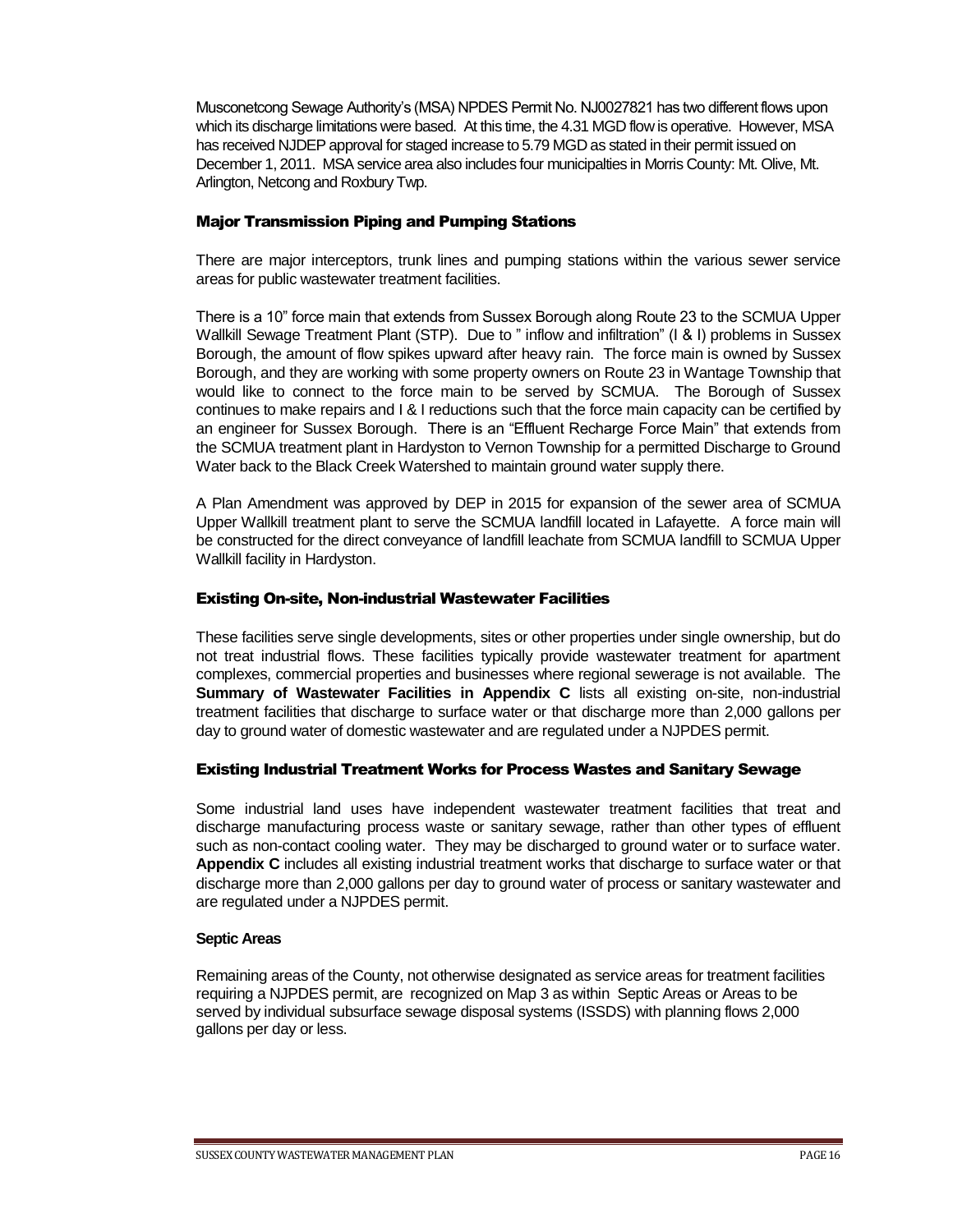Musconetcong Sewage Authority's (MSA) NPDES Permit No. NJ0027821 has two different flows upon which its discharge limitations were based. At this time, the 4.31 MGD flow is operative. However, MSA has received NJDEP approval for staged increase to 5.79 MGD as stated in their permit issued on December 1, 2011. MSA service area also includes four municipalties in Morris County: Mt. Olive, Mt. Arlington, Netcong and Roxbury Twp.

### Major Transmission Piping and Pumping Stations

There are major interceptors, trunk lines and pumping stations within the various sewer service areas for public wastewater treatment facilities.

There is a 10" force main that extends from Sussex Borough along Route 23 to the SCMUA Upper Wallkill Sewage Treatment Plant (STP). Due to " inflow and infiltration" (I & I) problems in Sussex Borough, the amount of flow spikes upward after heavy rain. The force main is owned by Sussex Borough, and they are working with some property owners on Route 23 in Wantage Township that would like to connect to the force main to be served by SCMUA. The Borough of Sussex continues to make repairs and I & I reductions such that the force main capacity can be certified by an engineer for Sussex Borough. There is an "Effluent Recharge Force Main" that extends from the SCMUA treatment plant in Hardyston to Vernon Township for a permitted Discharge to Ground Water back to the Black Creek Watershed to maintain ground water supply there.

A Plan Amendment was approved by DEP in 2015 for expansion of the sewer area of SCMUA Upper Wallkill treatment plant to serve the SCMUA landfill located in Lafayette. A force main will be constructed for the direct conveyance of landfill leachate from SCMUA landfill to SCMUA Upper Wallkill facility in Hardyston.

### Existing On-site, Non-industrial Wastewater Facilities

These facilities serve single developments, sites or other properties under single ownership, but do not treat industrial flows. These facilities typically provide wastewater treatment for apartment complexes, commercial properties and businesses where regional sewerage is not available. The **Summary of Wastewater Facilities in Appendix C** lists all existing on-site, non-industrial treatment facilities that discharge to surface water or that discharge more than 2,000 gallons per day to ground water of domestic wastewater and are regulated under a NJPDES permit.

### Existing Industrial Treatment Works for Process Wastes and Sanitary Sewage

Some industrial land uses have independent wastewater treatment facilities that treat and discharge manufacturing process waste or sanitary sewage, rather than other types of effluent such as non-contact cooling water. They may be discharged to ground water or to surface water. **Appendix C** includes all existing industrial treatment works that discharge to surface water or that discharge more than 2,000 gallons per day to ground water of process or sanitary wastewater and are regulated under a NJPDES permit.

#### Septic Areas

Remaining areas of the County, not otherwise designated as service areas for treatment facilities requiring a NJPDES permit, are recognized on Map 3 as within Septic Areas or Areas to be served by individual subsurface sewage disposal systems (ISSDS) with planning flows 2,000 gallons per day or less.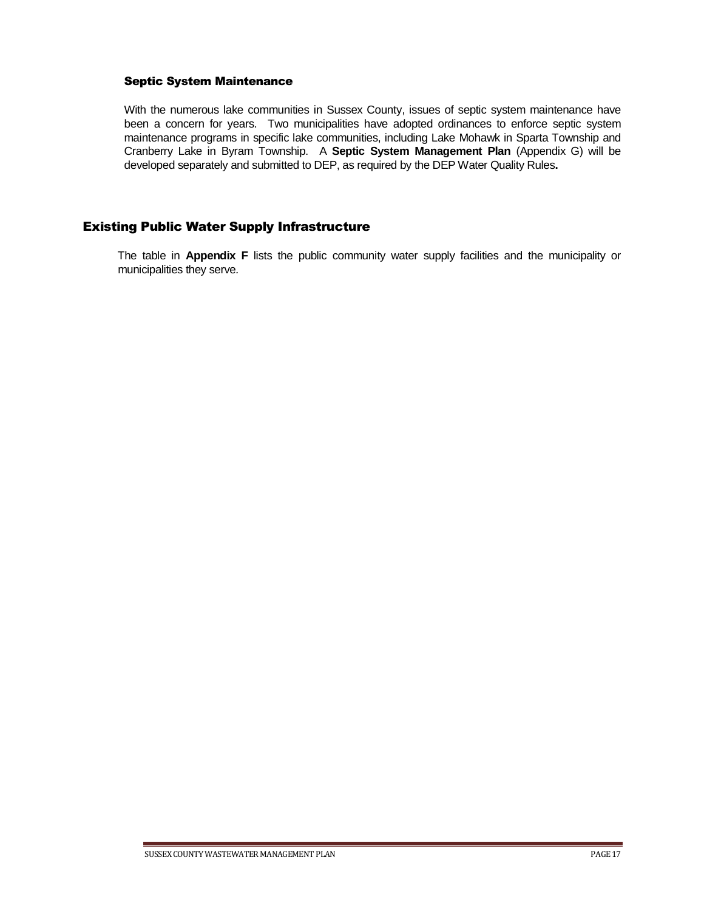### Septic System Maintenance

With the numerous lake communities in Sussex County, issues of septic system maintenance have been a concern for years. Two municipalities have adopted ordinances to enforce septic system maintenance programs in specific lake communities, including Lake Mohawk in Sparta Township and Cranberry Lake in Byram Township. A **Septic System Management Plan** (Appendix G) will be developed separately and submitted to DEP, as required by the DEP Water Quality Rules**.**

## Existing Public Water Supply Infrastructure

The table in **Appendix F** lists the public community water supply facilities and the municipality or municipalities they serve.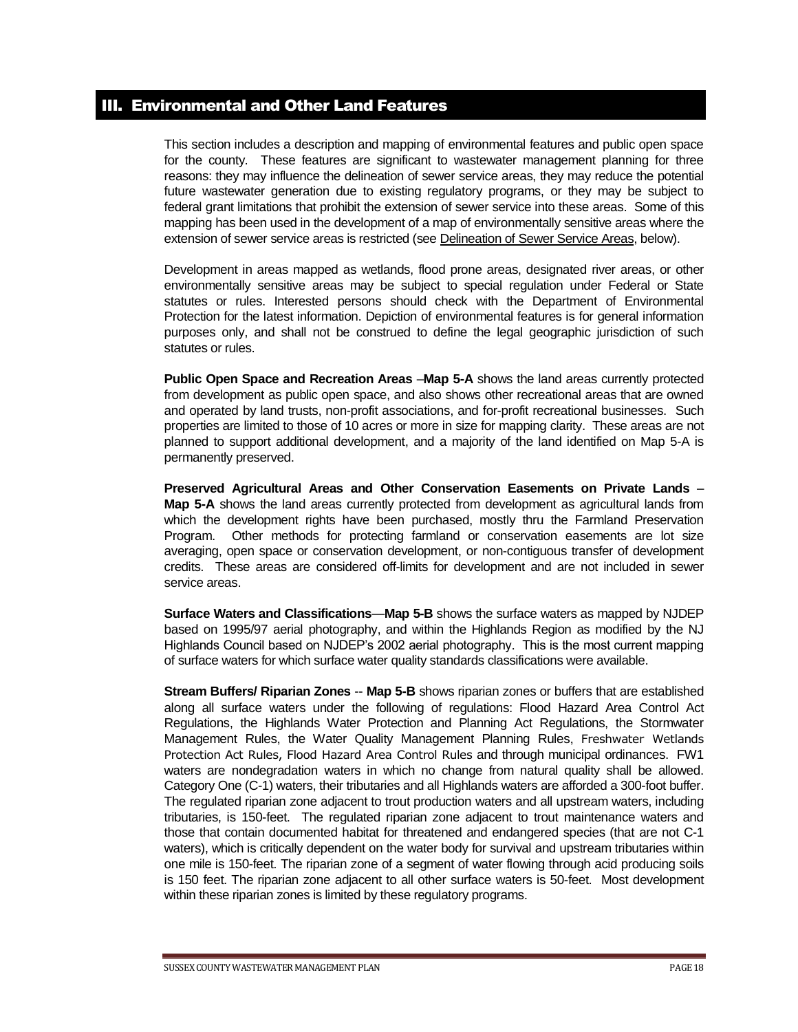## III. Environmental and Other Land Features

This section includes a description and mapping of environmental features and public open space for the county. These features are significant to wastewater management planning for three reasons: they may influence the delineation of sewer service areas, they may reduce the potential future wastewater generation due to existing regulatory programs, or they may be subject to federal grant limitations that prohibit the extension of sewer service into these areas. Some of this mapping has been used in the development of a map of environmentally sensitive areas where the extension of sewer service areas is restricted (see Delineation of Sewer Service Areas, below).

Development in areas mapped as wetlands, flood prone areas, designated river areas, or other environmentally sensitive areas may be subject to special regulation under Federal or State statutes or rules. Interested persons should check with the Department of Environmental Protection for the latest information. Depiction of environmental features is for general information purposes only, and shall not be construed to define the legal geographic jurisdiction of such statutes or rules.

**Public Open Space and Recreation Areas** –**Map 5-A** shows the land areas currently protected from development as public open space, and also shows other recreational areas that are owned and operated by land trusts, non-profit associations, and for-profit recreational businesses. Such properties are limited to those of 10 acres or more in size for mapping clarity. These areas are not planned to support additional development, and a majority of the land identified on Map 5-A is permanently preserved.

**Preserved Agricultural Areas and Other Conservation Easements on Private Lands** – **Map 5-A** shows the land areas currently protected from development as agricultural lands from which the development rights have been purchased, mostly thru the Farmland Preservation Program. Other methods for protecting farmland or conservation easements are lot size averaging, open space or conservation development, or non-contiguous transfer of development credits. These areas are considered off-limits for development and are not included in sewer service areas.

**Surface Waters and Classifications**—**Map 5-B** shows the surface waters as mapped by NJDEP based on 1995/97 aerial photography, and within the Highlands Region as modified by the NJ Highlands Council based on NJDEP's 2002 aerial photography. This is the most current mapping of surface waters for which surface water quality standards classifications were available.

**Stream Buffers/ Riparian Zones** -- **Map 5-B** shows riparian zones or buffers that are established along all surface waters under the following of regulations: Flood Hazard Area Control Act Regulations, the Highlands Water Protection and Planning Act Regulations, the Stormwater Management Rules, the Water Quality Management Planning Rules, Freshwater Wetlands Protection Act Rules, Flood Hazard Area Control Rules and through municipal ordinances. FW1 waters are nondegradation waters in which no change from natural quality shall be allowed. Category One (C-1) waters, their tributaries and all Highlands waters are afforded a 300-foot buffer. The regulated riparian zone adjacent to trout production waters and all upstream waters, including tributaries, is 150-feet. The regulated riparian zone adjacent to trout maintenance waters and those that contain documented habitat for threatened and endangered species (that are not C-1 waters), which is critically dependent on the water body for survival and upstream tributaries within one mile is 150-feet. The riparian zone of a segment of water flowing through acid producing soils is 150 feet. The riparian zone adjacent to all other surface waters is 50-feet. Most development within these riparian zones is limited by these regulatory programs.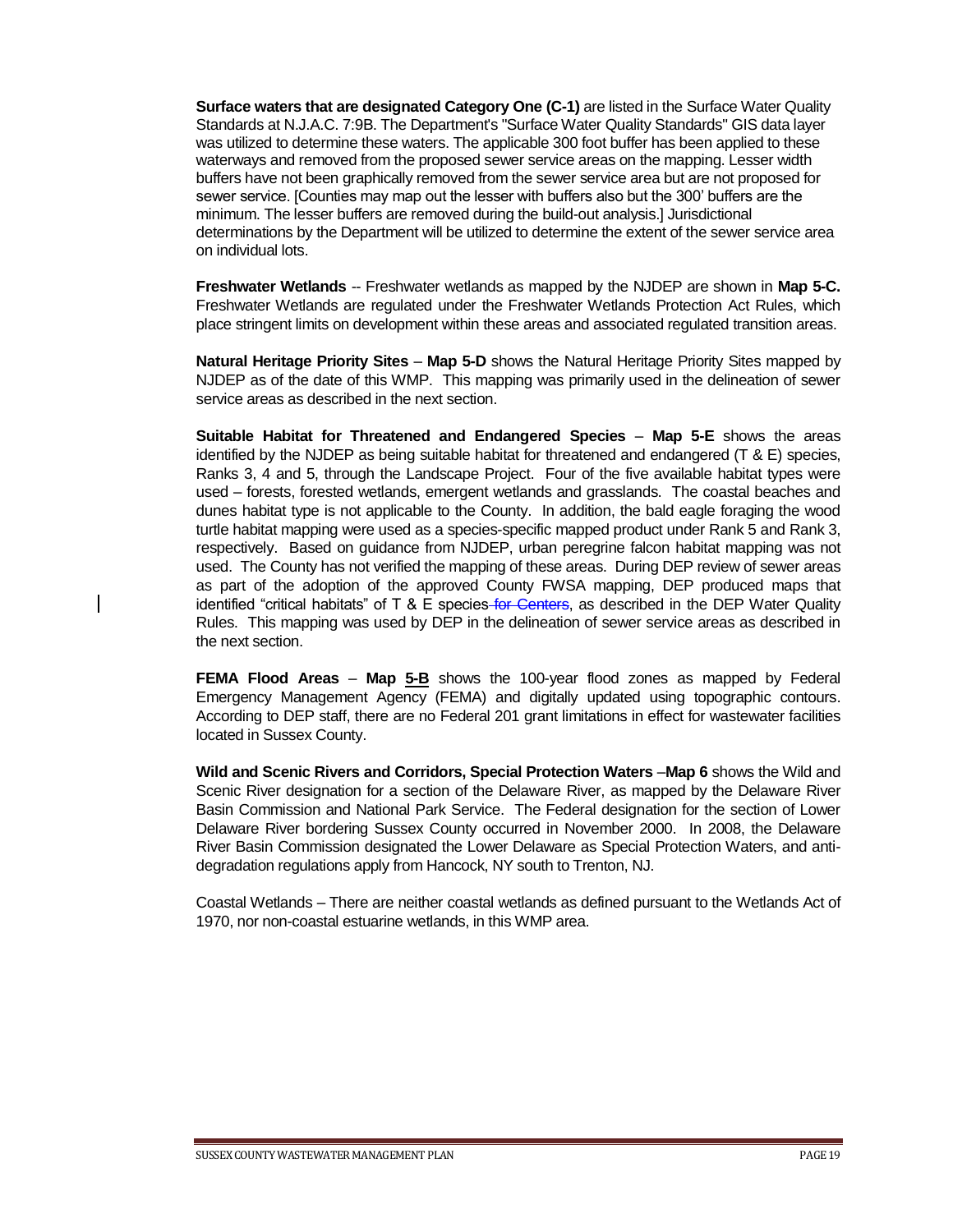**Surface waters that are designated Category One (C-1)** are listed in the Surface Water Quality Standards at N.J.A.C. 7:9B. The Department's "Surface Water Quality Standards" GIS data layer was utilized to determine these waters. The applicable 300 foot buffer has been applied to these waterways and removed from the proposed sewer service areas on the mapping. Lesser width buffers have not been graphically removed from the sewer service area but are not proposed for sewer service. [Counties may map out the lesser with buffers also but the 300' buffers are the minimum. The lesser buffers are removed during the build-out analysis.] Jurisdictional determinations by the Department will be utilized to determine the extent of the sewer service area on individual lots.

**Freshwater Wetlands** -- Freshwater wetlands as mapped by the NJDEP are shown in **Map 5-C.** Freshwater Wetlands are regulated under the Freshwater Wetlands Protection Act Rules, which place stringent limits on development within these areas and associated regulated transition areas.

**Natural Heritage Priority Sites** – **Map 5-D** shows the Natural Heritage Priority Sites mapped by NJDEP as of the date of this WMP. This mapping was primarily used in the delineation of sewer service areas as described in the next section.

**Suitable Habitat for Threatened and Endangered Species** – **Map 5-E** shows the areas identified by the NJDEP as being suitable habitat for threatened and endangered (T & E) species, Ranks 3, 4 and 5, through the Landscape Project. Four of the five available habitat types were used – forests, forested wetlands, emergent wetlands and grasslands. The coastal beaches and dunes habitat type is not applicable to the County. In addition, the bald eagle foraging the wood turtle habitat mapping were used as a species-specific mapped product under Rank 5 and Rank 3, respectively. Based on guidance from NJDEP, urban peregrine falcon habitat mapping was not used. The County has not verified the mapping of these areas. During DEP review of sewer areas as part of the adoption of the approved County FWSA mapping, DEP produced maps that identified "critical habitats" of T & E species ~~for Centers~~, as described in the DEP Water Quality Rules. This mapping was used by DEP in the delineation of sewer service areas as described in the next section.

**FEMA Flood Areas** – **Map 5-B** shows the 100-year flood zones as mapped by Federal Emergency Management Agency (FEMA) and digitally updated using topographic contours. According to DEP staff, there are no Federal 201 grant limitations in effect for wastewater facilities located in Sussex County.

**Wild and Scenic Rivers and Corridors, Special Protection Waters** –**Map 6** shows the Wild and Scenic River designation for a section of the Delaware River, as mapped by the Delaware River Basin Commission and National Park Service. The Federal designation for the section of Lower Delaware River bordering Sussex County occurred in November 2000. In 2008, the Delaware River Basin Commission designated the Lower Delaware as Special Protection Waters, and anti-degradation regulations apply from Hancock, NY south to Trenton, NJ.

Coastal Wetlands – There are neither coastal wetlands as defined pursuant to the Wetlands Act of 1970, nor non-coastal estuarine wetlands, in this WMP area.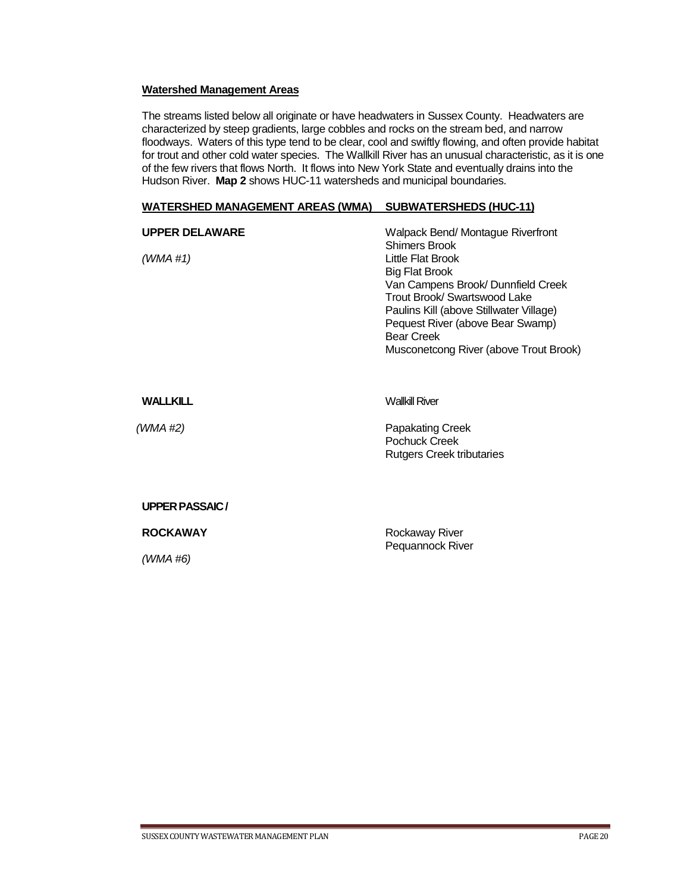**Watershed Management Areas**

The streams listed below all originate or have headwaters in Sussex County. Headwaters are characterized by steep gradients, large cobbles and rocks on the stream bed, and narrow floodways. Waters of this type tend to be clear, cool and swiftly flowing, and often provide habitat for trout and other cold water species. The Wallkill River has an unusual characteristic, as it is one of the few rivers that flows North. It flows into New York State and eventually drains into the Hudson River. **Map 2** shows HUC-11 watersheds and municipal boundaries.

| WATERSHED MANAGEMENT AREAS (WMA) | SUBWATERSHEDS (HUC-11) |
|---|---|
| **UPPER DELAWARE** *(WMA #1)* | Walpack Bend/ Montague Riverfront<br>Shimers Brook<br>Little Flat Brook<br>Big Flat Brook<br>Van Campens Brook/ Dunnfield Creek<br>Trout Brook/ Swartswood Lake<br>Paulins Kill (above Stillwater Village)<br>Pequest River (above Bear Swamp)<br>Bear Creek<br>Musconetcong River (above Trout Brook) |
| **WALLKILL** *(WMA #2)* | Wallkill River<br>Papakating Creek<br>Pochuck Creek<br>Rutgers Creek tributaries |
| **UPPER PASSAIC / ROCKAWAY** *(WMA #6)* | Rockaway River<br>Pequannock River |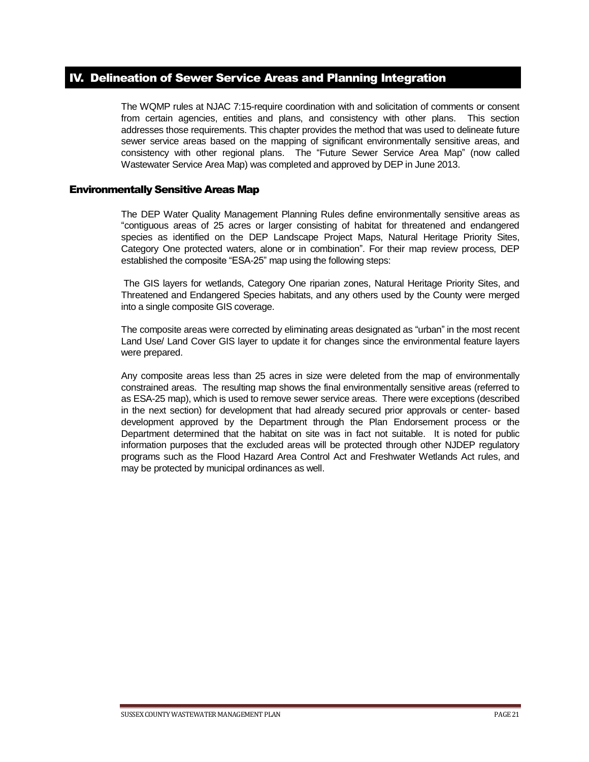# IV. Delineation of Sewer Service Areas and Planning Integration

The WQMP rules at NJAC 7:15-require coordination with and solicitation of comments or consent from certain agencies, entities and plans, and consistency with other plans. This section addresses those requirements. This chapter provides the method that was used to delineate future sewer service areas based on the mapping of significant environmentally sensitive areas, and consistency with other regional plans. The "Future Sewer Service Area Map" (now called Wastewater Service Area Map) was completed and approved by DEP in June 2013.

## Environmentally Sensitive Areas Map

The DEP Water Quality Management Planning Rules define environmentally sensitive areas as "contiguous areas of 25 acres or larger consisting of habitat for threatened and endangered species as identified on the DEP Landscape Project Maps, Natural Heritage Priority Sites, Category One protected waters, alone or in combination". For their map review process, DEP established the composite "ESA-25" map using the following steps:

The GIS layers for wetlands, Category One riparian zones, Natural Heritage Priority Sites, and Threatened and Endangered Species habitats, and any others used by the County were merged into a single composite GIS coverage.

The composite areas were corrected by eliminating areas designated as "urban" in the most recent Land Use/ Land Cover GIS layer to update it for changes since the environmental feature layers were prepared.

Any composite areas less than 25 acres in size were deleted from the map of environmentally constrained areas. The resulting map shows the final environmentally sensitive areas (referred to as ESA-25 map), which is used to remove sewer service areas. There were exceptions (described in the next section) for development that had already secured prior approvals or center- based development approved by the Department through the Plan Endorsement process or the Department determined that the habitat on site was in fact not suitable. It is noted for public information purposes that the excluded areas will be protected through other NJDEP regulatory programs such as the Flood Hazard Area Control Act and Freshwater Wetlands Act rules, and may be protected by municipal ordinances as well.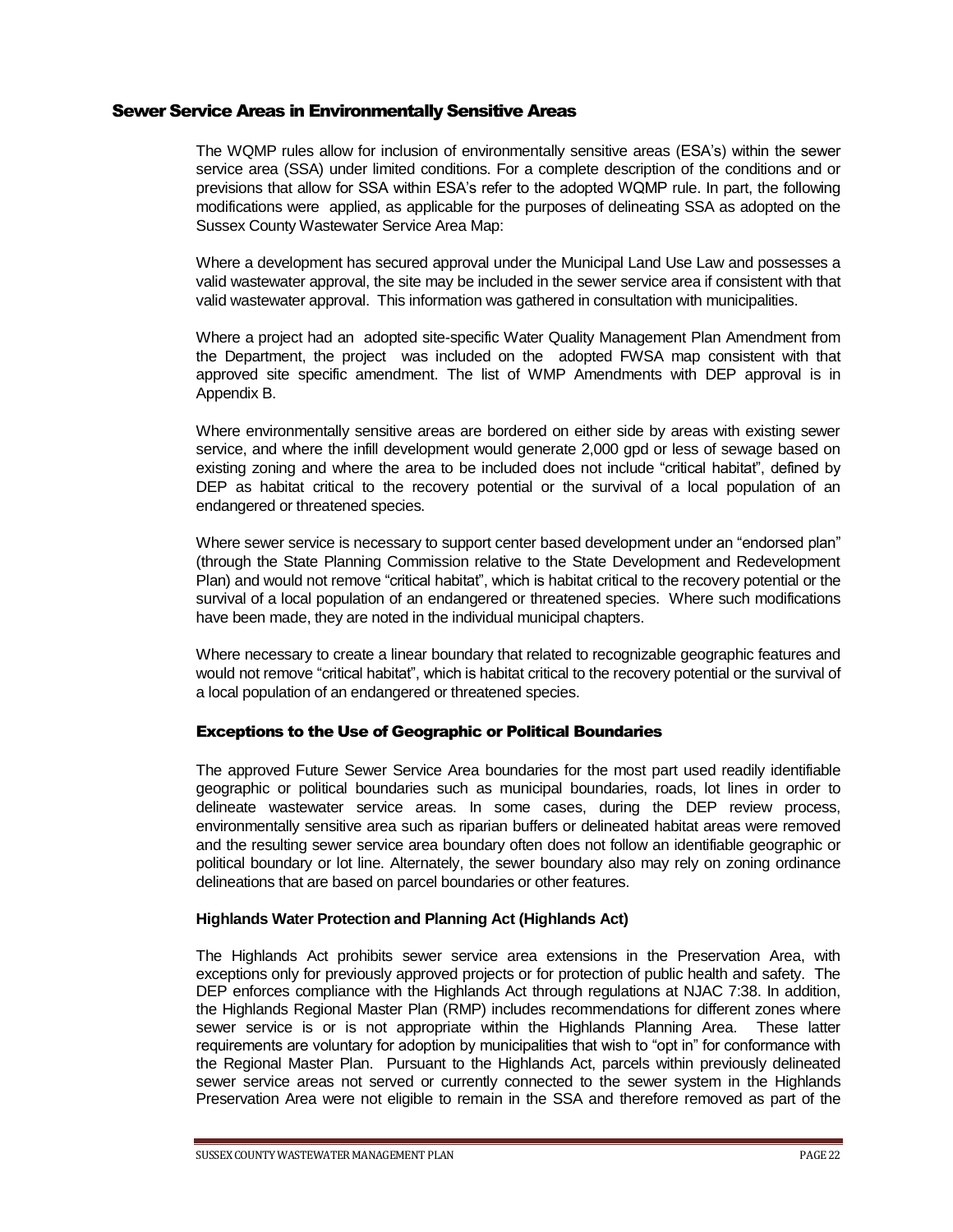## Sewer Service Areas in Environmentally Sensitive Areas

The WQMP rules allow for inclusion of environmentally sensitive areas (ESA's) within the sewer service area (SSA) under limited conditions. For a complete description of the conditions and or previsions that allow for SSA within ESA's refer to the adopted WQMP rule. In part, the following modifications were applied, as applicable for the purposes of delineating SSA as adopted on the Sussex County Wastewater Service Area Map:

Where a development has secured approval under the Municipal Land Use Law and possesses a valid wastewater approval, the site may be included in the sewer service area if consistent with that valid wastewater approval. This information was gathered in consultation with municipalities.

Where a project had an adopted site-specific Water Quality Management Plan Amendment from the Department, the project was included on the adopted FWSA map consistent with that approved site specific amendment. The list of WMP Amendments with DEP approval is in Appendix B.

Where environmentally sensitive areas are bordered on either side by areas with existing sewer service, and where the infill development would generate 2,000 gpd or less of sewage based on existing zoning and where the area to be included does not include "critical habitat", defined by DEP as habitat critical to the recovery potential or the survival of a local population of an endangered or threatened species.

Where sewer service is necessary to support center based development under an "endorsed plan" (through the State Planning Commission relative to the State Development and Redevelopment Plan) and would not remove "critical habitat", which is habitat critical to the recovery potential or the survival of a local population of an endangered or threatened species. Where such modifications have been made, they are noted in the individual municipal chapters.

Where necessary to create a linear boundary that related to recognizable geographic features and would not remove "critical habitat", which is habitat critical to the recovery potential or the survival of a local population of an endangered or threatened species.

### Exceptions to the Use of Geographic or Political Boundaries

The approved Future Sewer Service Area boundaries for the most part used readily identifiable geographic or political boundaries such as municipal boundaries, roads, lot lines in order to delineate wastewater service areas. In some cases, during the DEP review process, environmentally sensitive area such as riparian buffers or delineated habitat areas were removed and the resulting sewer service area boundary often does not follow an identifiable geographic or political boundary or lot line. Alternately, the sewer boundary also may rely on zoning ordinance delineations that are based on parcel boundaries or other features.

**Highlands Water Protection and Planning Act (Highlands Act)**

The Highlands Act prohibits sewer service area extensions in the Preservation Area, with exceptions only for previously approved projects or for protection of public health and safety. The DEP enforces compliance with the Highlands Act through regulations at NJAC 7:38. In addition, the Highlands Regional Master Plan (RMP) includes recommendations for different zones where sewer service is or is not appropriate within the Highlands Planning Area. These latter requirements are voluntary for adoption by municipalities that wish to "opt in" for conformance with the Regional Master Plan. Pursuant to the Highlands Act, parcels within previously delineated sewer service areas not served or currently connected to the sewer system in the Highlands Preservation Area were not eligible to remain in the SSA and therefore removed as part of the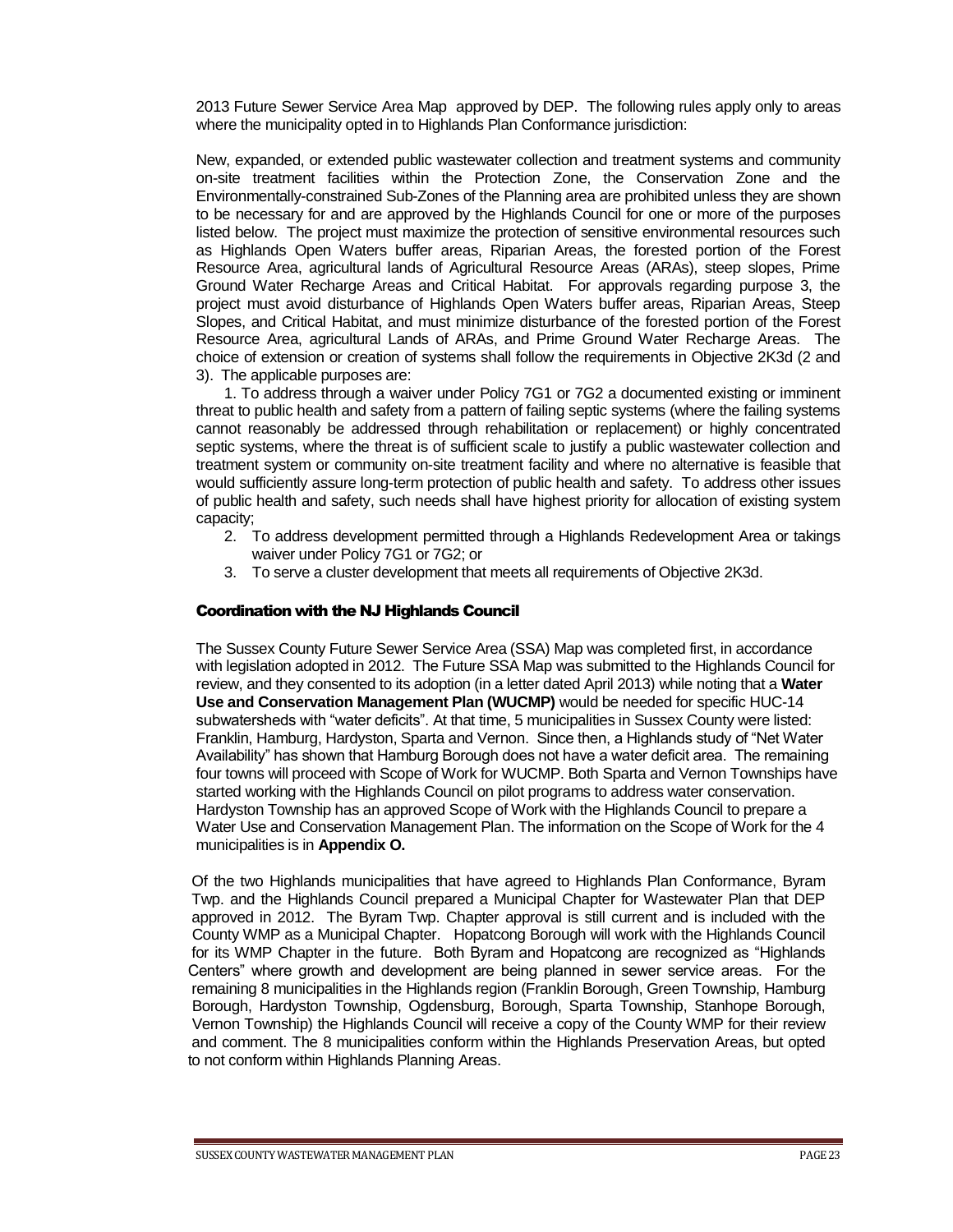2013 Future Sewer Service Area Map approved by DEP. The following rules apply only to areas where the municipality opted in to Highlands Plan Conformance jurisdiction:

New, expanded, or extended public wastewater collection and treatment systems and community on-site treatment facilities within the Protection Zone, the Conservation Zone and the Environmentally-constrained Sub-Zones of the Planning area are prohibited unless they are shown to be necessary for and are approved by the Highlands Council for one or more of the purposes listed below. The project must maximize the protection of sensitive environmental resources such as Highlands Open Waters buffer areas, Riparian Areas, the forested portion of the Forest Resource Area, agricultural lands of Agricultural Resource Areas (ARAs), steep slopes, Prime Ground Water Recharge Areas and Critical Habitat. For approvals regarding purpose 3, the project must avoid disturbance of Highlands Open Waters buffer areas, Riparian Areas, Steep Slopes, and Critical Habitat, and must minimize disturbance of the forested portion of the Forest Resource Area, agricultural Lands of ARAs, and Prime Ground Water Recharge Areas. The choice of extension or creation of systems shall follow the requirements in Objective 2K3d (2 and 3). The applicable purposes are:

1. To address through a waiver under Policy 7G1 or 7G2 a documented existing or imminent threat to public health and safety from a pattern of failing septic systems (where the failing systems cannot reasonably be addressed through rehabilitation or replacement) or highly concentrated septic systems, where the threat is of sufficient scale to justify a public wastewater collection and treatment system or community on-site treatment facility and where no alternative is feasible that would sufficiently assure long-term protection of public health and safety. To address other issues of public health and safety, such needs shall have highest priority for allocation of existing system capacity;
2. To address development permitted through a Highlands Redevelopment Area or takings waiver under Policy 7G1 or 7G2; or
3. To serve a cluster development that meets all requirements of Objective 2K3d.

## Coordination with the NJ Highlands Council

The Sussex County Future Sewer Service Area (SSA) Map was completed first, in accordance with legislation adopted in 2012. The Future SSA Map was submitted to the Highlands Council for review, and they consented to its adoption (in a letter dated April 2013) while noting that a **Water Use and Conservation Management Plan (WUCMP)** would be needed for specific HUC-14 subwatersheds with "water deficits". At that time, 5 municipalities in Sussex County were listed: Franklin, Hamburg, Hardyston, Sparta and Vernon. Since then, a Highlands study of "Net Water Availability" has shown that Hamburg Borough does not have a water deficit area. The remaining four towns will proceed with Scope of Work for WUCMP. Both Sparta and Vernon Townships have started working with the Highlands Council on pilot programs to address water conservation. Hardyston Township has an approved Scope of Work with the Highlands Council to prepare a Water Use and Conservation Management Plan. The information on the Scope of Work for the 4 municipalities is in **Appendix O.**

Of the two Highlands municipalities that have agreed to Highlands Plan Conformance, Byram Twp. and the Highlands Council prepared a Municipal Chapter for Wastewater Plan that DEP approved in 2012. The Byram Twp. Chapter approval is still current and is included with the County WMP as a Municipal Chapter. Hopatcong Borough will work with the Highlands Council for its WMP Chapter in the future. Both Byram and Hopatcong are recognized as "Highlands Centers" where growth and development are being planned in sewer service areas. For the remaining 8 municipalities in the Highlands region (Franklin Borough, Green Township, Hamburg Borough, Hardyston Township, Ogdensburg, Borough, Sparta Township, Stanhope Borough, Vernon Township) the Highlands Council will receive a copy of the County WMP for their review and comment. The 8 municipalities conform within the Highlands Preservation Areas, but opted to not conform within Highlands Planning Areas.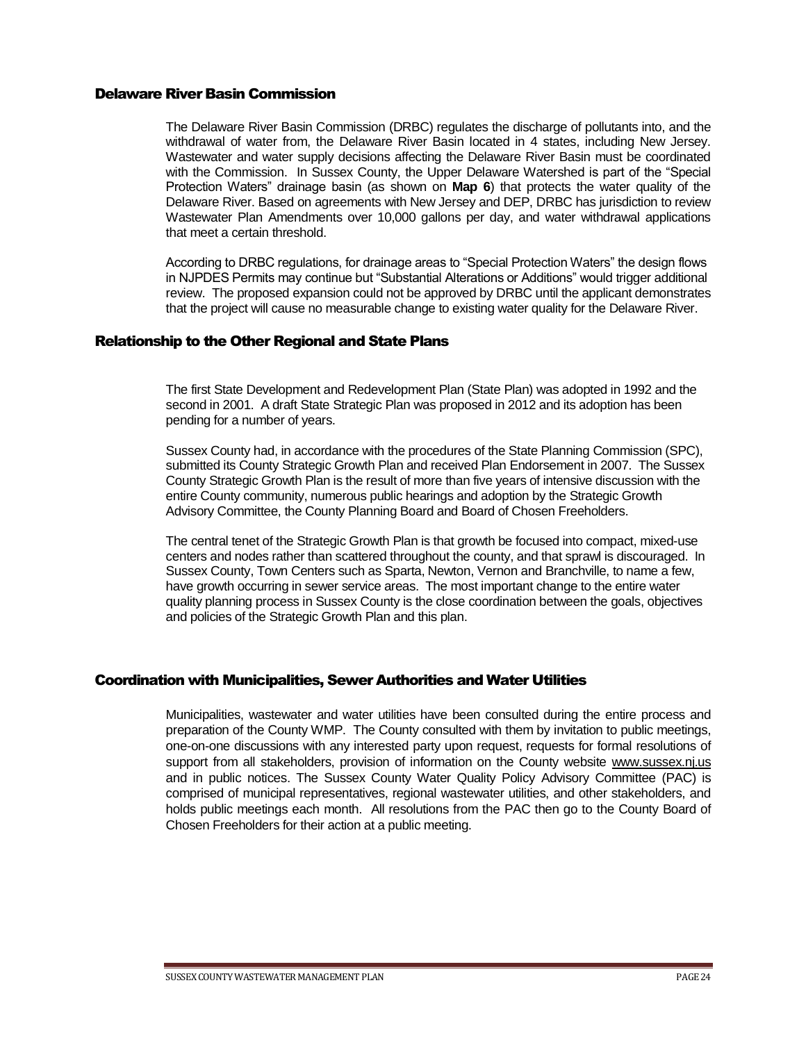## Delaware River Basin Commission

The Delaware River Basin Commission (DRBC) regulates the discharge of pollutants into, and the withdrawal of water from, the Delaware River Basin located in 4 states, including New Jersey. Wastewater and water supply decisions affecting the Delaware River Basin must be coordinated with the Commission. In Sussex County, the Upper Delaware Watershed is part of the "Special Protection Waters" drainage basin (as shown on **Map 6**) that protects the water quality of the Delaware River. Based on agreements with New Jersey and DEP, DRBC has jurisdiction to review Wastewater Plan Amendments over 10,000 gallons per day, and water withdrawal applications that meet a certain threshold.

According to DRBC regulations, for drainage areas to "Special Protection Waters" the design flows in NJPDES Permits may continue but "Substantial Alterations or Additions" would trigger additional review. The proposed expansion could not be approved by DRBC until the applicant demonstrates that the project will cause no measurable change to existing water quality for the Delaware River.

## Relationship to the Other Regional and State Plans

The first State Development and Redevelopment Plan (State Plan) was adopted in 1992 and the second in 2001. A draft State Strategic Plan was proposed in 2012 and its adoption has been pending for a number of years.

Sussex County had, in accordance with the procedures of the State Planning Commission (SPC), submitted its County Strategic Growth Plan and received Plan Endorsement in 2007. The Sussex County Strategic Growth Plan is the result of more than five years of intensive discussion with the entire County community, numerous public hearings and adoption by the Strategic Growth Advisory Committee, the County Planning Board and Board of Chosen Freeholders.

The central tenet of the Strategic Growth Plan is that growth be focused into compact, mixed-use centers and nodes rather than scattered throughout the county, and that sprawl is discouraged. In Sussex County, Town Centers such as Sparta, Newton, Vernon and Branchville, to name a few, have growth occurring in sewer service areas. The most important change to the entire water quality planning process in Sussex County is the close coordination between the goals, objectives and policies of the Strategic Growth Plan and this plan.

## Coordination with Municipalities, Sewer Authorities and Water Utilities

Municipalities, wastewater and water utilities have been consulted during the entire process and preparation of the County WMP. The County consulted with them by invitation to public meetings, one-on-one discussions with any interested party upon request, requests for formal resolutions of support from all stakeholders, provision of information on the County website www.sussex.nj.us and in public notices. The Sussex County Water Quality Policy Advisory Committee (PAC) is comprised of municipal representatives, regional wastewater utilities, and other stakeholders, and holds public meetings each month. All resolutions from the PAC then go to the County Board of Chosen Freeholders for their action at a public meeting.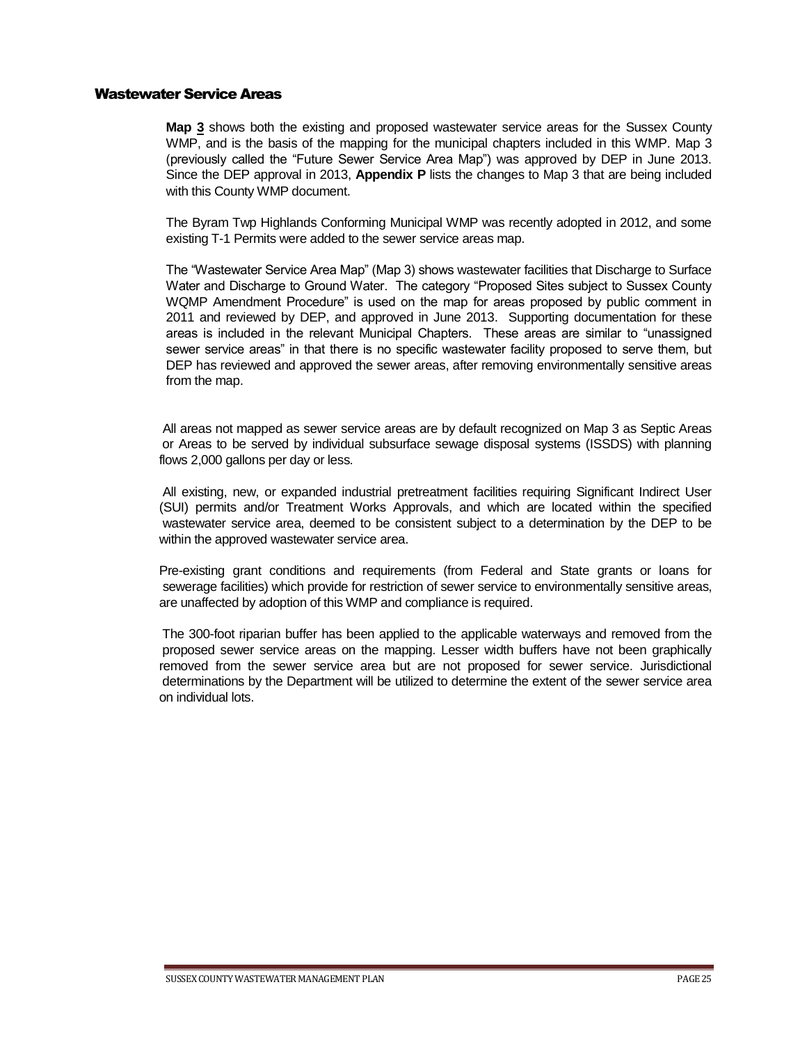## Wastewater Service Areas

**Map 3** shows both the existing and proposed wastewater service areas for the Sussex County WMP, and is the basis of the mapping for the municipal chapters included in this WMP. Map 3 (previously called the "Future Sewer Service Area Map") was approved by DEP in June 2013. Since the DEP approval in 2013, **Appendix P** lists the changes to Map 3 that are being included with this County WMP document.

The Byram Twp Highlands Conforming Municipal WMP was recently adopted in 2012, and some existing T-1 Permits were added to the sewer service areas map.

The "Wastewater Service Area Map" (Map 3) shows wastewater facilities that Discharge to Surface Water and Discharge to Ground Water. The category "Proposed Sites subject to Sussex County WQMP Amendment Procedure" is used on the map for areas proposed by public comment in 2011 and reviewed by DEP, and approved in June 2013. Supporting documentation for these areas is included in the relevant Municipal Chapters. These areas are similar to "unassigned sewer service areas" in that there is no specific wastewater facility proposed to serve them, but DEP has reviewed and approved the sewer areas, after removing environmentally sensitive areas from the map.

All areas not mapped as sewer service areas are by default recognized on Map 3 as Septic Areas or Areas to be served by individual subsurface sewage disposal systems (ISSDS) with planning flows 2,000 gallons per day or less.

All existing, new, or expanded industrial pretreatment facilities requiring Significant Indirect User (SUI) permits and/or Treatment Works Approvals, and which are located within the specified wastewater service area, deemed to be consistent subject to a determination by the DEP to be within the approved wastewater service area.

Pre-existing grant conditions and requirements (from Federal and State grants or loans for sewerage facilities) which provide for restriction of sewer service to environmentally sensitive areas, are unaffected by adoption of this WMP and compliance is required.

The 300-foot riparian buffer has been applied to the applicable waterways and removed from the proposed sewer service areas on the mapping. Lesser width buffers have not been graphically removed from the sewer service area but are not proposed for sewer service. Jurisdictional determinations by the Department will be utilized to determine the extent of the sewer service area on individual lots.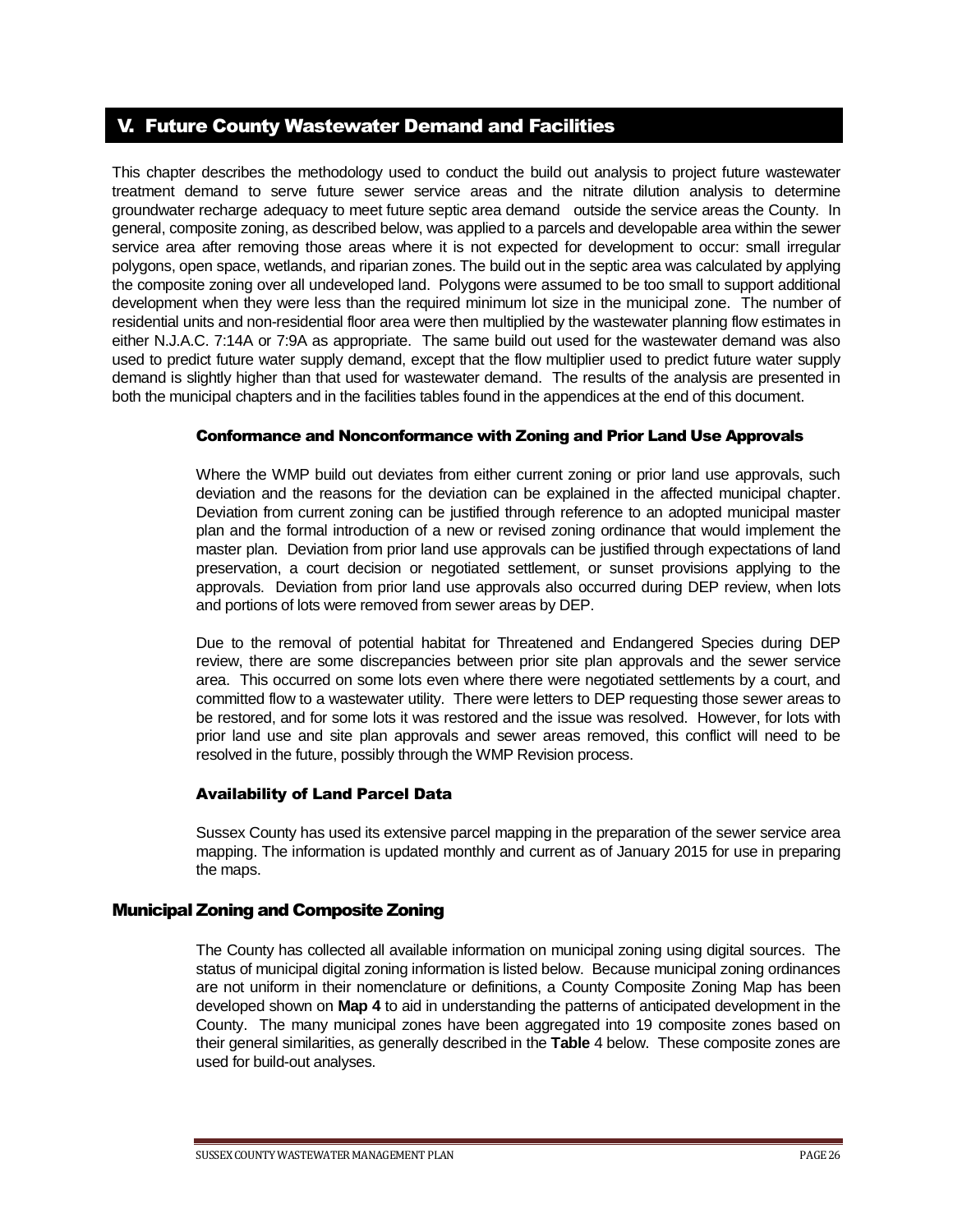# V. Future County Wastewater Demand and Facilities

This chapter describes the methodology used to conduct the build out analysis to project future wastewater treatment demand to serve future sewer service areas and the nitrate dilution analysis to determine groundwater recharge adequacy to meet future septic area demand outside the service areas the County. In general, composite zoning, as described below, was applied to a parcels and developable area within the sewer service area after removing those areas where it is not expected for development to occur: small irregular polygons, open space, wetlands, and riparian zones. The build out in the septic area was calculated by applying the composite zoning over all undeveloped land. Polygons were assumed to be too small to support additional development when they were less than the required minimum lot size in the municipal zone. The number of residential units and non-residential floor area were then multiplied by the wastewater planning flow estimates in either N.J.A.C. 7:14A or 7:9A as appropriate. The same build out used for the wastewater demand was also used to predict future water supply demand, except that the flow multiplier used to predict future water supply demand is slightly higher than that used for wastewater demand. The results of the analysis are presented in both the municipal chapters and in the facilities tables found in the appendices at the end of this document.

### Conformance and Nonconformance with Zoning and Prior Land Use Approvals

Where the WMP build out deviates from either current zoning or prior land use approvals, such deviation and the reasons for the deviation can be explained in the affected municipal chapter. Deviation from current zoning can be justified through reference to an adopted municipal master plan and the formal introduction of a new or revised zoning ordinance that would implement the master plan. Deviation from prior land use approvals can be justified through expectations of land preservation, a court decision or negotiated settlement, or sunset provisions applying to the approvals. Deviation from prior land use approvals also occurred during DEP review, when lots and portions of lots were removed from sewer areas by DEP.

Due to the removal of potential habitat for Threatened and Endangered Species during DEP review, there are some discrepancies between prior site plan approvals and the sewer service area. This occurred on some lots even where there were negotiated settlements by a court, and committed flow to a wastewater utility. There were letters to DEP requesting those sewer areas to be restored, and for some lots it was restored and the issue was resolved. However, for lots with prior land use and site plan approvals and sewer areas removed, this conflict will need to be resolved in the future, possibly through the WMP Revision process.

### Availability of Land Parcel Data

Sussex County has used its extensive parcel mapping in the preparation of the sewer service area mapping. The information is updated monthly and current as of January 2015 for use in preparing the maps.

## Municipal Zoning and Composite Zoning

The County has collected all available information on municipal zoning using digital sources. The status of municipal digital zoning information is listed below. Because municipal zoning ordinances are not uniform in their nomenclature or definitions, a County Composite Zoning Map has been developed shown on **Map 4** to aid in understanding the patterns of anticipated development in the County. The many municipal zones have been aggregated into 19 composite zones based on their general similarities, as generally described in the **Table** 4 below. These composite zones are used for build-out analyses.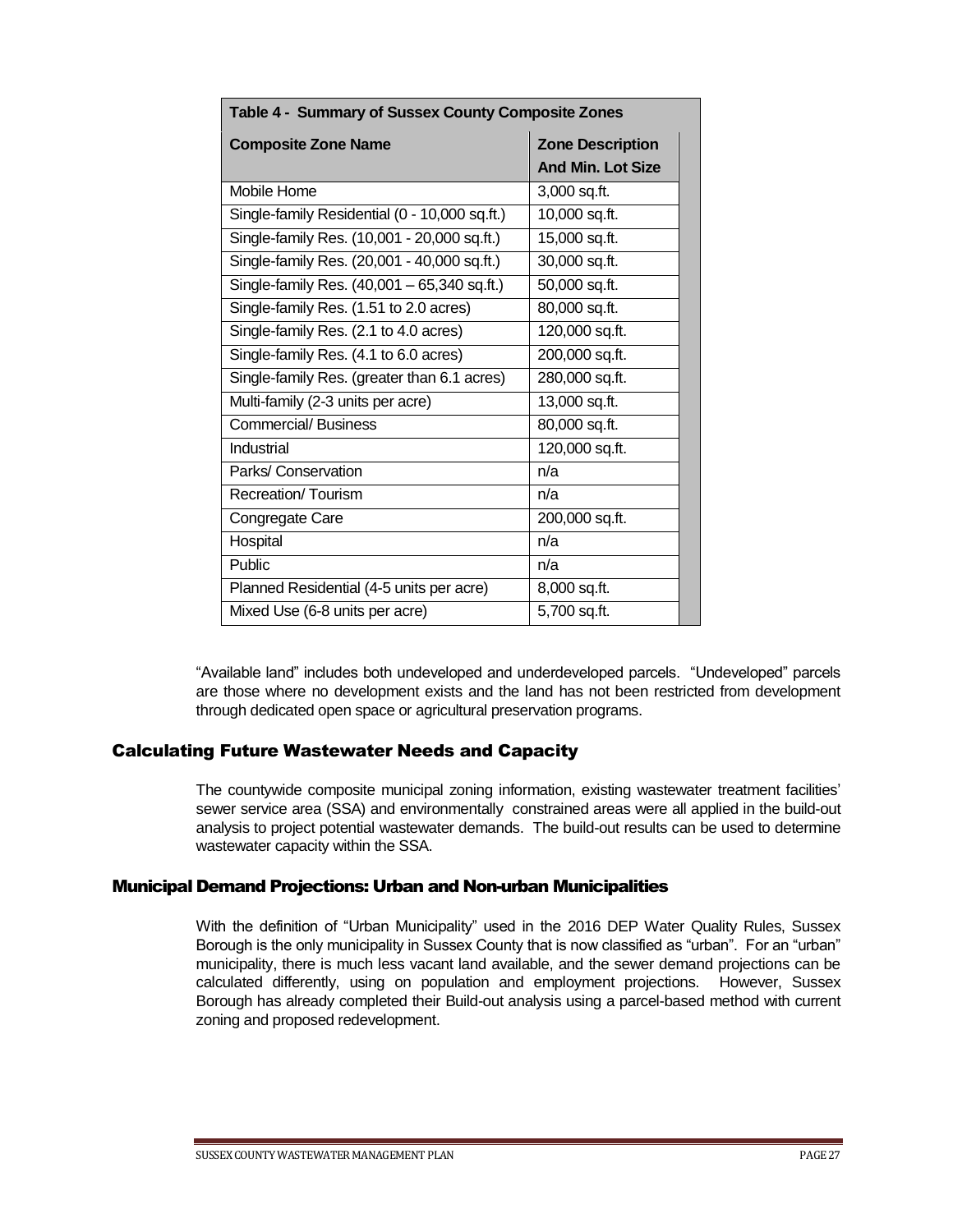**Table 4 - Summary of Sussex County Composite Zones**

| Composite Zone Name | Zone Description And Min. Lot Size |
|---|---|
| Mobile Home | 3,000 sq.ft. |
| Single-family Residential (0 - 10,000 sq.ft.) | 10,000 sq.ft. |
| Single-family Res. (10,001 - 20,000 sq.ft.) | 15,000 sq.ft. |
| Single-family Res. (20,001 - 40,000 sq.ft.) | 30,000 sq.ft. |
| Single-family Res. (40,001 – 65,340 sq.ft.) | 50,000 sq.ft. |
| Single-family Res. (1.51 to 2.0 acres) | 80,000 sq.ft. |
| Single-family Res. (2.1 to 4.0 acres) | 120,000 sq.ft. |
| Single-family Res. (4.1 to 6.0 acres) | 200,000 sq.ft. |
| Single-family Res. (greater than 6.1 acres) | 280,000 sq.ft. |
| Multi-family (2-3 units per acre) | 13,000 sq.ft. |
| Commercial/ Business | 80,000 sq.ft. |
| Industrial | 120,000 sq.ft. |
| Parks/ Conservation | n/a |
| Recreation/ Tourism | n/a |
| Congregate Care | 200,000 sq.ft. |
| Hospital | n/a |
| Public | n/a |
| Planned Residential (4-5 units per acre) | 8,000 sq.ft. |
| Mixed Use (6-8 units per acre) | 5,700 sq.ft. |

"Available land" includes both undeveloped and underdeveloped parcels. "Undeveloped" parcels are those where no development exists and the land has not been restricted from development through dedicated open space or agricultural preservation programs.

## Calculating Future Wastewater Needs and Capacity

The countywide composite municipal zoning information, existing wastewater treatment facilities' sewer service area (SSA) and environmentally constrained areas were all applied in the build-out analysis to project potential wastewater demands. The build-out results can be used to determine wastewater capacity within the SSA.

## Municipal Demand Projections: Urban and Non-urban Municipalities

With the definition of "Urban Municipality" used in the 2016 DEP Water Quality Rules, Sussex Borough is the only municipality in Sussex County that is now classified as "urban". For an "urban" municipality, there is much less vacant land available, and the sewer demand projections can be calculated differently, using on population and employment projections. However, Sussex Borough has already completed their Build-out analysis using a parcel-based method with current zoning and proposed redevelopment.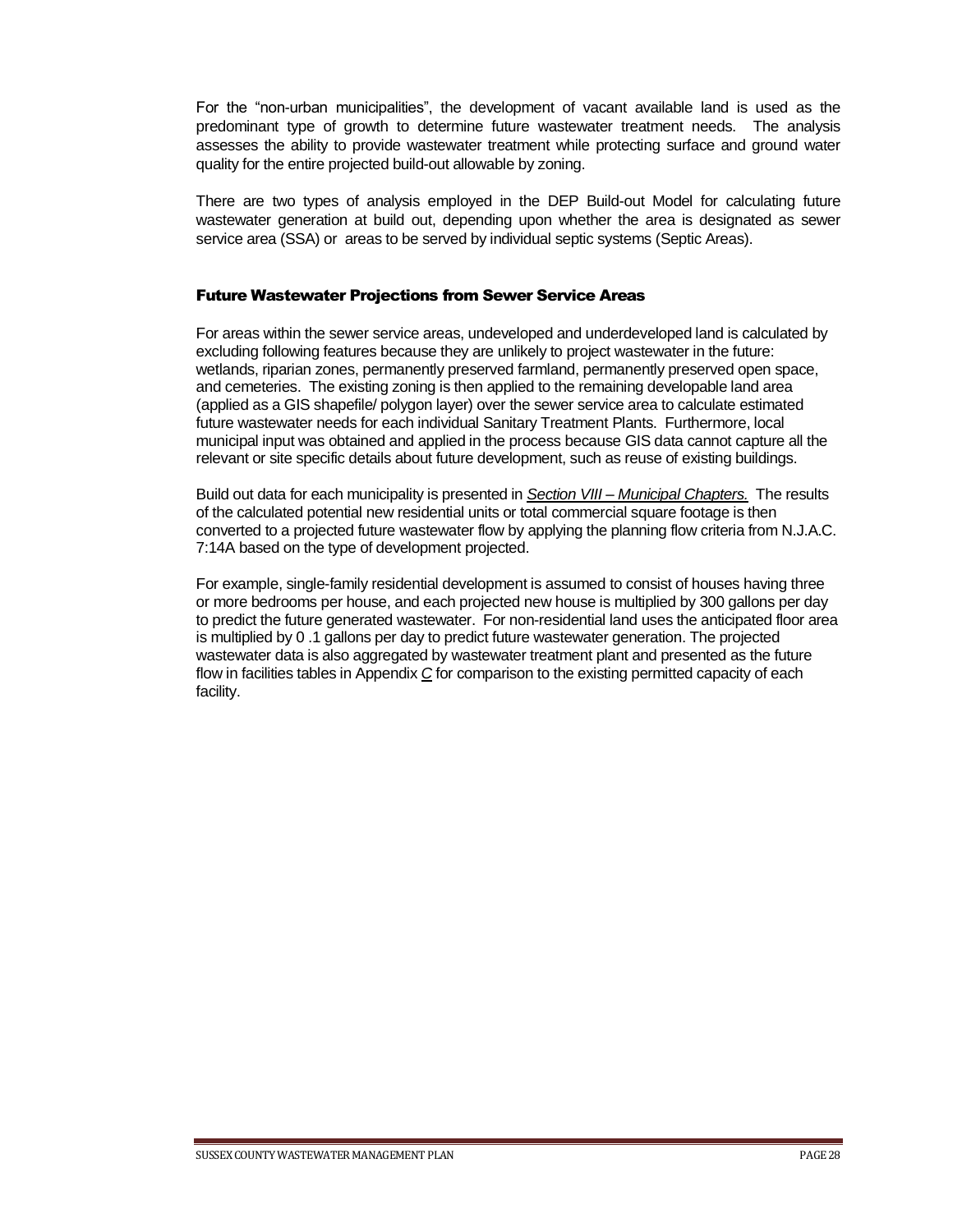For the "non-urban municipalities", the development of vacant available land is used as the predominant type of growth to determine future wastewater treatment needs. The analysis assesses the ability to provide wastewater treatment while protecting surface and ground water quality for the entire projected build-out allowable by zoning.

There are two types of analysis employed in the DEP Build-out Model for calculating future wastewater generation at build out, depending upon whether the area is designated as sewer service area (SSA) or areas to be served by individual septic systems (Septic Areas).

## Future Wastewater Projections from Sewer Service Areas

For areas within the sewer service areas, undeveloped and underdeveloped land is calculated by excluding following features because they are unlikely to project wastewater in the future: wetlands, riparian zones, permanently preserved farmland, permanently preserved open space, and cemeteries. The existing zoning is then applied to the remaining developable land area (applied as a GIS shapefile/ polygon layer) over the sewer service area to calculate estimated future wastewater needs for each individual Sanitary Treatment Plants. Furthermore, local municipal input was obtained and applied in the process because GIS data cannot capture all the relevant or site specific details about future development, such as reuse of existing buildings.

Build out data for each municipality is presented in *Section VIII – Municipal Chapters.* The results of the calculated potential new residential units or total commercial square footage is then converted to a projected future wastewater flow by applying the planning flow criteria from N.J.A.C. 7:14A based on the type of development projected.

For example, single-family residential development is assumed to consist of houses having three or more bedrooms per house, and each projected new house is multiplied by 300 gallons per day to predict the future generated wastewater. For non-residential land uses the anticipated floor area is multiplied by 0 .1 gallons per day to predict future wastewater generation. The projected wastewater data is also aggregated by wastewater treatment plant and presented as the future flow in facilities tables in Appendix *C* for comparison to the existing permitted capacity of each facility.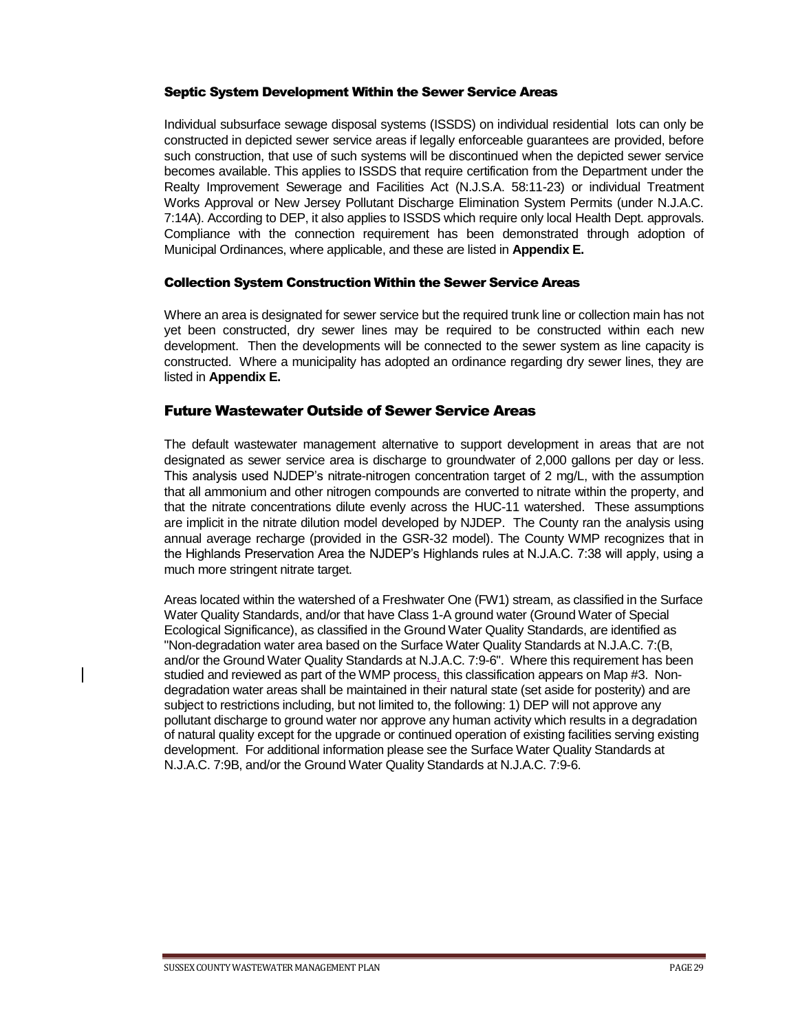### Septic System Development Within the Sewer Service Areas

Individual subsurface sewage disposal systems (ISSDS) on individual residential lots can only be constructed in depicted sewer service areas if legally enforceable guarantees are provided, before such construction, that use of such systems will be discontinued when the depicted sewer service becomes available. This applies to ISSDS that require certification from the Department under the Realty Improvement Sewerage and Facilities Act (N.J.S.A. 58:11-23) or individual Treatment Works Approval or New Jersey Pollutant Discharge Elimination System Permits (under N.J.A.C. 7:14A). According to DEP, it also applies to ISSDS which require only local Health Dept. approvals. Compliance with the connection requirement has been demonstrated through adoption of Municipal Ordinances, where applicable, and these are listed in **Appendix E.**

### Collection System Construction Within the Sewer Service Areas

Where an area is designated for sewer service but the required trunk line or collection main has not yet been constructed, dry sewer lines may be required to be constructed within each new development. Then the developments will be connected to the sewer system as line capacity is constructed. Where a municipality has adopted an ordinance regarding dry sewer lines, they are listed in **Appendix E.**

## Future Wastewater Outside of Sewer Service Areas

The default wastewater management alternative to support development in areas that are not designated as sewer service area is discharge to groundwater of 2,000 gallons per day or less. This analysis used NJDEP's nitrate-nitrogen concentration target of 2 mg/L, with the assumption that all ammonium and other nitrogen compounds are converted to nitrate within the property, and that the nitrate concentrations dilute evenly across the HUC-11 watershed. These assumptions are implicit in the nitrate dilution model developed by NJDEP. The County ran the analysis using annual average recharge (provided in the GSR-32 model). The County WMP recognizes that in the Highlands Preservation Area the NJDEP's Highlands rules at N.J.A.C. 7:38 will apply, using a much more stringent nitrate target.

Areas located within the watershed of a Freshwater One (FW1) stream, as classified in the Surface Water Quality Standards, and/or that have Class 1-A ground water (Ground Water of Special Ecological Significance), as classified in the Ground Water Quality Standards, are identified as "Non-degradation water area based on the Surface Water Quality Standards at N.J.A.C. 7:(B, and/or the Ground Water Quality Standards at N.J.A.C. 7:9-6". Where this requirement has been studied and reviewed as part of the WMP process, this classification appears on Map #3. Non-degradation water areas shall be maintained in their natural state (set aside for posterity) and are subject to restrictions including, but not limited to, the following: 1) DEP will not approve any pollutant discharge to ground water nor approve any human activity which results in a degradation of natural quality except for the upgrade or continued operation of existing facilities serving existing development. For additional information please see the Surface Water Quality Standards at N.J.A.C. 7:9B, and/or the Ground Water Quality Standards at N.J.A.C. 7:9-6.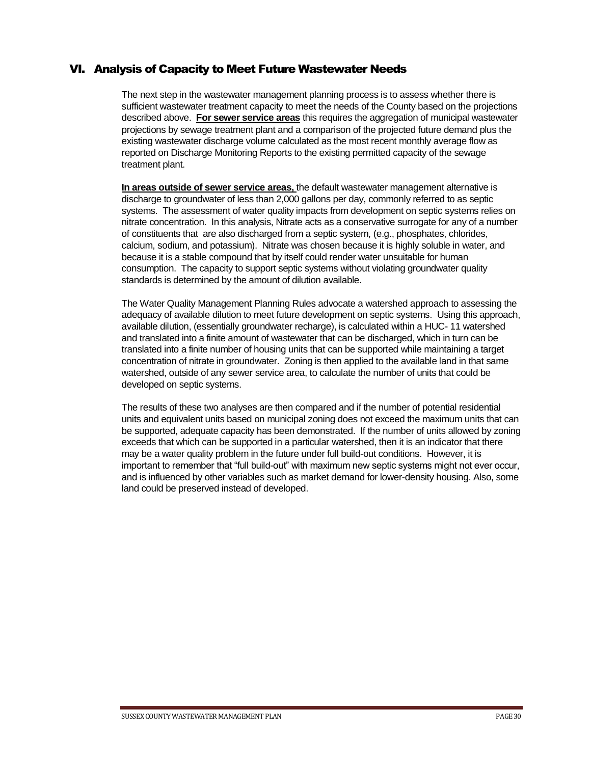# VI. Analysis of Capacity to Meet Future Wastewater Needs

The next step in the wastewater management planning process is to assess whether there is sufficient wastewater treatment capacity to meet the needs of the County based on the projections described above. **For sewer service areas** this requires the aggregation of municipal wastewater projections by sewage treatment plant and a comparison of the projected future demand plus the existing wastewater discharge volume calculated as the most recent monthly average flow as reported on Discharge Monitoring Reports to the existing permitted capacity of the sewage treatment plant.

**In areas outside of sewer service areas,** the default wastewater management alternative is discharge to groundwater of less than 2,000 gallons per day, commonly referred to as septic systems. The assessment of water quality impacts from development on septic systems relies on nitrate concentration. In this analysis, Nitrate acts as a conservative surrogate for any of a number of constituents that are also discharged from a septic system, (e.g., phosphates, chlorides, calcium, sodium, and potassium). Nitrate was chosen because it is highly soluble in water, and because it is a stable compound that by itself could render water unsuitable for human consumption. The capacity to support septic systems without violating groundwater quality standards is determined by the amount of dilution available.

The Water Quality Management Planning Rules advocate a watershed approach to assessing the adequacy of available dilution to meet future development on septic systems. Using this approach, available dilution, (essentially groundwater recharge), is calculated within a HUC- 11 watershed and translated into a finite amount of wastewater that can be discharged, which in turn can be translated into a finite number of housing units that can be supported while maintaining a target concentration of nitrate in groundwater. Zoning is then applied to the available land in that same watershed, outside of any sewer service area, to calculate the number of units that could be developed on septic systems.

The results of these two analyses are then compared and if the number of potential residential units and equivalent units based on municipal zoning does not exceed the maximum units that can be supported, adequate capacity has been demonstrated. If the number of units allowed by zoning exceeds that which can be supported in a particular watershed, then it is an indicator that there may be a water quality problem in the future under full build-out conditions. However, it is important to remember that "full build-out" with maximum new septic systems might not ever occur, and is influenced by other variables such as market demand for lower-density housing. Also, some land could be preserved instead of developed.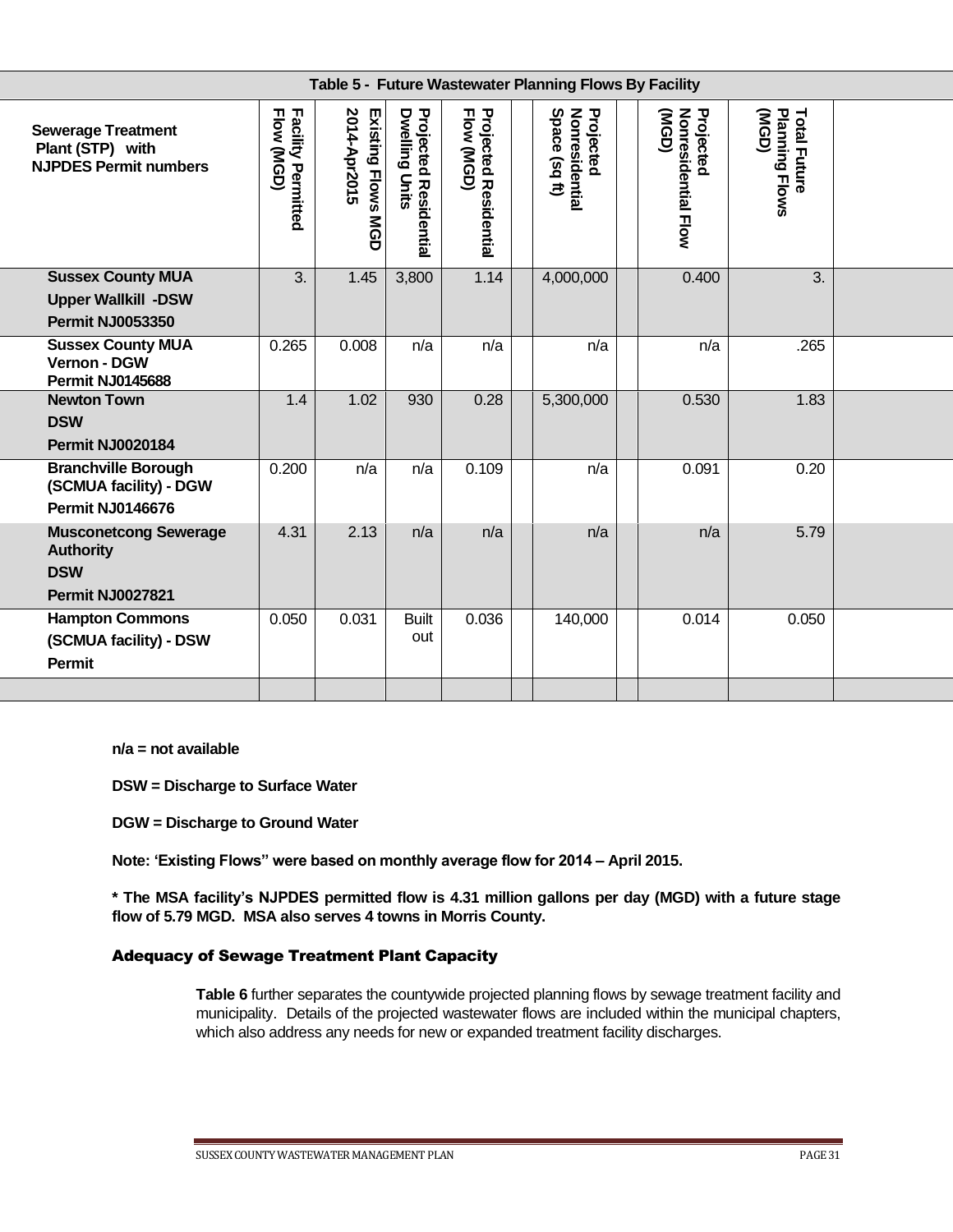**Table 5 - Future Wastewater Planning Flows By Facility**

| Sewerage Treatment Plant (STP) with NJPDES Permit numbers | Facility Permitted Flow (MGD) | Existing Flows MGD 2014-Apr2015 | Projected Residential Dwelling Units | Projected Residential Flow (MGD) | | Projected Nonresidential Space (sq ft) | | Projected Nonresidential Flow (MGD) | Total Future Planning Flows (MGD) | |
|---|---|---|---|---|---|---|---|---|---|---|
| **Sussex County MUA Upper Wallkill -DSW Permit NJ0053350** | 3. | 1.45 | 3,800 | 1.14 | | 4,000,000 | | 0.400 | 3. | |
| **Sussex County MUA Vernon - DGW Permit NJ0145688** | 0.265 | 0.008 | n/a | n/a | | n/a | | n/a | .265 | |
| **Newton Town DSW Permit NJ0020184** | 1.4 | 1.02 | 930 | 0.28 | | 5,300,000 | | 0.530 | 1.83 | |
| **Branchville Borough (SCMUA facility) - DGW Permit NJ0146676** | 0.200 | n/a | n/a | 0.109 | | n/a | | 0.091 | 0.20 | |
| **Musconetcong Sewerage Authority DSW Permit NJ0027821** | 4.31 | 2.13 | n/a | n/a | | n/a | | n/a | 5.79 | |
| **Hampton Commons (SCMUA facility) - DSW Permit** | 0.050 | 0.031 | Built out | 0.036 | | 140,000 | | 0.014 | 0.050 | |
| | | | | | | | | | | |

**n/a = not available**

**DSW = Discharge to Surface Water**

**DGW = Discharge to Ground Water**

**Note: 'Existing Flows" were based on monthly average flow for 2014 – April 2015.**

**\* The MSA facility's NJPDES permitted flow is 4.31 million gallons per day (MGD) with a future stage flow of 5.79 MGD. MSA also serves 4 towns in Morris County.**

## Adequacy of Sewage Treatment Plant Capacity

**Table 6** further separates the countywide projected planning flows by sewage treatment facility and municipality. Details of the projected wastewater flows are included within the municipal chapters, which also address any needs for new or expanded treatment facility discharges.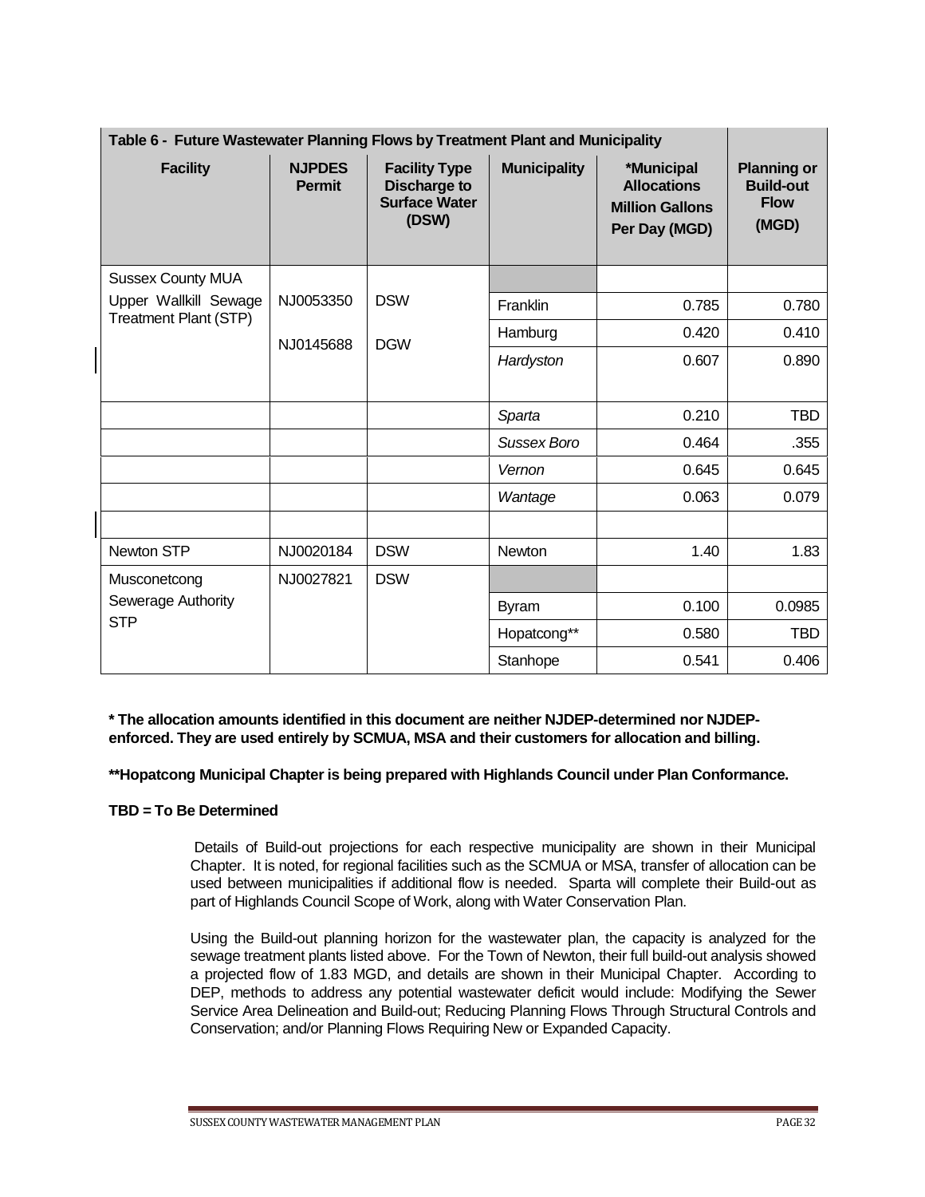| Table 6 - Future Wastewater Planning Flows by Treatment Plant and Municipality | | | | | |
|---|---|---|---|---|---|
| **Facility** | **NJPDES Permit** | **Facility Type Discharge to Surface Water (DSW)** | **Municipality** | ***Municipal Allocations Million Gallons Per Day (MGD)** | **Planning or Build-out Flow (MGD)** |
| Sussex County MUA Upper Wallkill Sewage Treatment Plant (STP) | NJ0053350 | DSW | | | |
| | | | Franklin | 0.785 | 0.780 |
| | NJ0145688 | DGW | Hamburg | 0.420 | 0.410 |
| | | | *Hardyston* | 0.607 | 0.890 |
| | | | *Sparta* | 0.210 | TBD |
| | | | *Sussex Boro* | 0.464 | .355 |
| | | | *Vernon* | 0.645 | 0.645 |
| | | | *Wantage* | 0.063 | 0.079 |
| | | | | | |
| Newton STP | NJ0020184 | DSW | Newton | 1.40 | 1.83 |
| Musconetcong Sewerage Authority STP | NJ0027821 | DSW | | | |
| | | | Byram | 0.100 | 0.0985 |
| | | | Hopatcong** | 0.580 | TBD |
| | | | Stanhope | 0.541 | 0.406 |

**\* The allocation amounts identified in this document are neither NJDEP-determined nor NJDEP-enforced. They are used entirely by SCMUA, MSA and their customers for allocation and billing.**

****Hopatcong Municipal Chapter is being prepared with Highlands Council under Plan Conformance.**

**TBD = To Be Determined**

Details of Build-out projections for each respective municipality are shown in their Municipal Chapter. It is noted, for regional facilities such as the SCMUA or MSA, transfer of allocation can be used between municipalities if additional flow is needed. Sparta will complete their Build-out as part of Highlands Council Scope of Work, along with Water Conservation Plan.

Using the Build-out planning horizon for the wastewater plan, the capacity is analyzed for the sewage treatment plants listed above. For the Town of Newton, their full build-out analysis showed a projected flow of 1.83 MGD, and details are shown in their Municipal Chapter. According to DEP, methods to address any potential wastewater deficit would include: Modifying the Sewer Service Area Delineation and Build-out; Reducing Planning Flows Through Structural Controls and Conservation; and/or Planning Flows Requiring New or Expanded Capacity.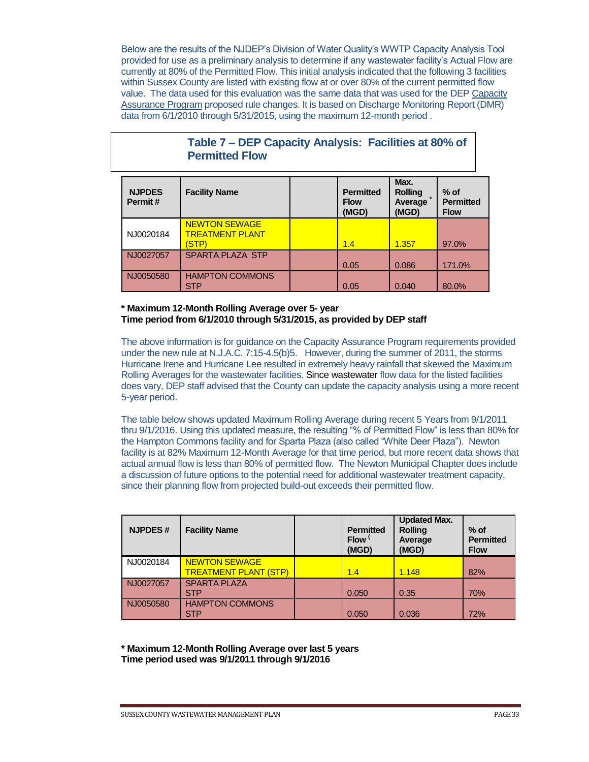Below are the results of the NJDEP's Division of Water Quality's WWTP Capacity Analysis Tool provided for use as a preliminary analysis to determine if any wastewater facility's Actual Flow are currently at 80% of the Permitted Flow. This initial analysis indicated that the following 3 facilities within Sussex County are listed with existing flow at or over 80% of the current permitted flow value. The data used for this evaluation was the same data that was used for the DEP Capacity Assurance Program proposed rule changes. It is based on Discharge Monitoring Report (DMR) data from 6/1/2010 through 5/31/2015, using the maximum 12-month period .

### Table 7 – DEP Capacity Analysis: Facilities at 80% of Permitted Flow

| NJPDES Permit # | Facility Name | | Permitted Flow (MGD) | Max. Rolling Average * (MGD) | % of Permitted Flow |
|---|---|---|---|---|---|
| NJ0020184 | NEWTON SEWAGE TREATMENT PLANT (STP) | | 1.4 | 1.357 | 97.0% |
| NJ0027057 | SPARTA PLAZA STP | | 0.05 | 0.086 | 171.0% |
| NJ0050580 | HAMPTON COMMONS STP | | 0.05 | 0.040 | 80.0% |

**\* Maximum 12-Month Rolling Average over 5- year**
**Time period from 6/1/2010 through 5/31/2015, as provided by DEP staff**

The above information is for guidance on the Capacity Assurance Program requirements provided under the new rule at N.J.A.C. 7:15-4.5(b)5. However, during the summer of 2011, the storms Hurricane Irene and Hurricane Lee resulted in extremely heavy rainfall that skewed the Maximum Rolling Averages for the wastewater facilities. Since wastewater flow data for the listed facilities does vary, DEP staff advised that the County can update the capacity analysis using a more recent 5-year period.

The table below shows updated Maximum Rolling Average during recent 5 Years from 9/1/2011 thru 9/1/2016. Using this updated measure, the resulting "% of Permitted Flow" is less than 80% for the Hampton Commons facility and for Sparta Plaza (also called "White Deer Plaza"). Newton facility is at 82% Maximum 12-Month Average for that time period, but more recent data shows that actual annual flow is less than 80% of permitted flow. The Newton Municipal Chapter does include a discussion of future options to the potential need for additional wastewater treatment capacity, since their planning flow from projected build-out exceeds their permitted flow.

| NJPDES # | Facility Name | | Permitted Flow ( (MGD) | Updated Max. Rolling Average (MGD) | % of Permitted Flow |
|---|---|---|---|---|---|
| NJ0020184 | NEWTON SEWAGE TREATMENT PLANT (STP) | | 1.4 | 1.148 | 82% |
| NJ0027057 | SPARTA PLAZA STP | | 0.050 | 0.35 | 70% |
| NJ0050580 | HAMPTON COMMONS STP | | 0.050 | 0.036 | 72% |

**\* Maximum 12-Month Rolling Average over last 5 years**
**Time period used was 9/1/2011 through 9/1/2016**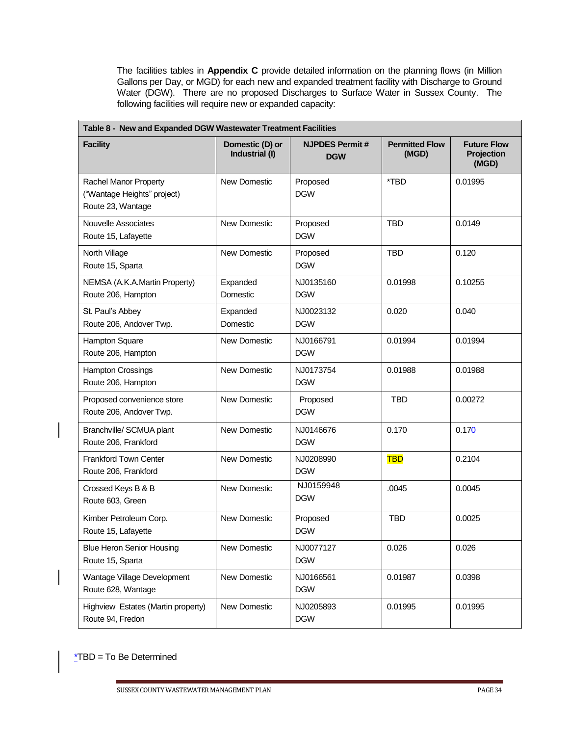The facilities tables in **Appendix C** provide detailed information on the planning flows (in Million Gallons per Day, or MGD) for each new and expanded treatment facility with Discharge to Ground Water (DGW). There are no proposed Discharges to Surface Water in Sussex County. The following facilities will require new or expanded capacity:

**Table 8 - New and Expanded DGW Wastewater Treatment Facilities**

| Facility | Domestic (D) or Industrial (I) | NJPDES Permit # DGW | Permitted Flow (MGD) | Future Flow Projection (MGD) |
|---|---|---|---|---|
| Rachel Manor Property ("Wantage Heights" project) Route 23, Wantage | New Domestic | Proposed DGW | *TBD | 0.01995 |
| Nouvelle Associates Route 15, Lafayette | New Domestic | Proposed DGW | TBD | 0.0149 |
| North Village Route 15, Sparta | New Domestic | Proposed DGW | TBD | 0.120 |
| NEMSA (A.K.A.Martin Property) Route 206, Hampton | Expanded Domestic | NJ0135160 DGW | 0.01998 | 0.10255 |
| St. Paul's Abbey Route 206, Andover Twp. | Expanded Domestic | NJ0023132 DGW | 0.020 | 0.040 |
| Hampton Square Route 206, Hampton | New Domestic | NJ0166791 DGW | 0.01994 | 0.01994 |
| Hampton Crossings Route 206, Hampton | New Domestic | NJ0173754 DGW | 0.01988 | 0.01988 |
| Proposed convenience store Route 206, Andover Twp. | New Domestic | Proposed DGW | TBD | 0.00272 |
| Branchville/ SCMUA plant Route 206, Frankford | New Domestic | NJ0146676 DGW | 0.170 | 0.170 |
| Frankford Town Center Route 206, Frankford | New Domestic | NJ0208990 DGW | TBD | 0.2104 |
| Crossed Keys B & B Route 603, Green | New Domestic | NJ0159948 DGW | .0045 | 0.0045 |
| Kimber Petroleum Corp. Route 15, Lafayette | New Domestic | Proposed DGW | TBD | 0.0025 |
| Blue Heron Senior Housing Route 15, Sparta | New Domestic | NJ0077127 DGW | 0.026 | 0.026 |
| Wantage Village Development Route 628, Wantage | New Domestic | NJ0166561 DGW | 0.01987 | 0.0398 |
| Highview Estates (Martin property) Route 94, Fredon | New Domestic | NJ0205893 DGW | 0.01995 | 0.01995 |

*TBD = To Be Determined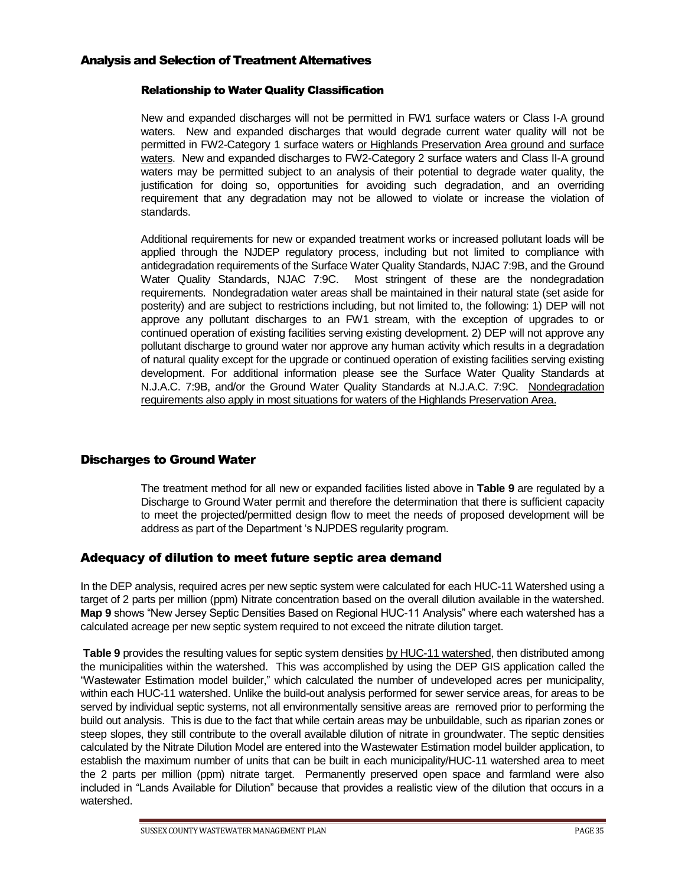## Analysis and Selection of Treatment Alternatives

### Relationship to Water Quality Classification

New and expanded discharges will not be permitted in FW1 surface waters or Class I-A ground waters. New and expanded discharges that would degrade current water quality will not be permitted in FW2-Category 1 surface waters or Highlands Preservation Area ground and surface waters. New and expanded discharges to FW2-Category 2 surface waters and Class II-A ground waters may be permitted subject to an analysis of their potential to degrade water quality, the justification for doing so, opportunities for avoiding such degradation, and an overriding requirement that any degradation may not be allowed to violate or increase the violation of standards.

Additional requirements for new or expanded treatment works or increased pollutant loads will be applied through the NJDEP regulatory process, including but not limited to compliance with antidegradation requirements of the Surface Water Quality Standards, NJAC 7:9B, and the Ground Water Quality Standards, NJAC 7:9C. Most stringent of these are the nondegradation requirements. Nondegradation water areas shall be maintained in their natural state (set aside for posterity) and are subject to restrictions including, but not limited to, the following: 1) DEP will not approve any pollutant discharges to an FW1 stream, with the exception of upgrades to or continued operation of existing facilities serving existing development. 2) DEP will not approve any pollutant discharge to ground water nor approve any human activity which results in a degradation of natural quality except for the upgrade or continued operation of existing facilities serving existing development. For additional information please see the Surface Water Quality Standards at N.J.A.C. 7:9B, and/or the Ground Water Quality Standards at N.J.A.C. 7:9C. Nondegradation requirements also apply in most situations for waters of the Highlands Preservation Area.

## Discharges to Ground Water

The treatment method for all new or expanded facilities listed above in **Table 9** are regulated by a Discharge to Ground Water permit and therefore the determination that there is sufficient capacity to meet the projected/permitted design flow to meet the needs of proposed development will be address as part of the Department 's NJPDES regularity program.

## Adequacy of dilution to meet future septic area demand

In the DEP analysis, required acres per new septic system were calculated for each HUC-11 Watershed using a target of 2 parts per million (ppm) Nitrate concentration based on the overall dilution available in the watershed. **Map 9** shows "New Jersey Septic Densities Based on Regional HUC-11 Analysis" where each watershed has a calculated acreage per new septic system required to not exceed the nitrate dilution target.

**Table 9** provides the resulting values for septic system densities by HUC-11 watershed, then distributed among the municipalities within the watershed. This was accomplished by using the DEP GIS application called the "Wastewater Estimation model builder," which calculated the number of undeveloped acres per municipality, within each HUC-11 watershed. Unlike the build-out analysis performed for sewer service areas, for areas to be served by individual septic systems, not all environmentally sensitive areas are removed prior to performing the build out analysis. This is due to the fact that while certain areas may be unbuildable, such as riparian zones or steep slopes, they still contribute to the overall available dilution of nitrate in groundwater. The septic densities calculated by the Nitrate Dilution Model are entered into the Wastewater Estimation model builder application, to establish the maximum number of units that can be built in each municipality/HUC-11 watershed area to meet the 2 parts per million (ppm) nitrate target. Permanently preserved open space and farmland were also included in "Lands Available for Dilution" because that provides a realistic view of the dilution that occurs in a watershed.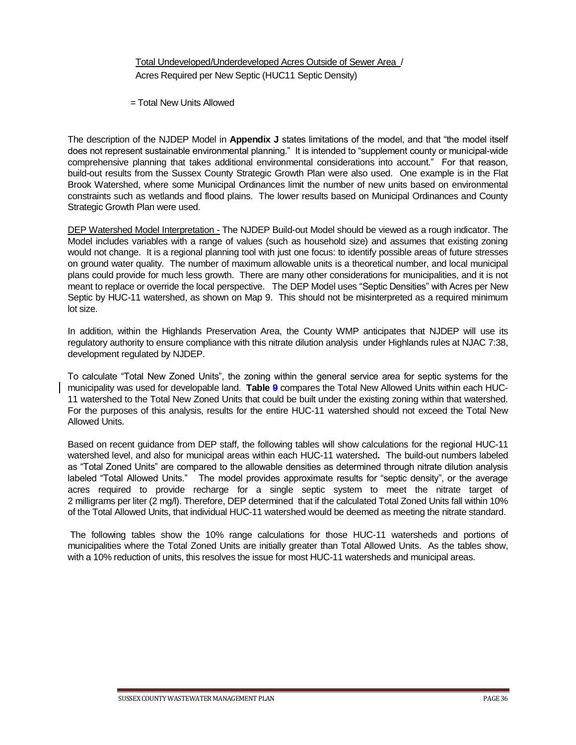Total Undeveloped/Underdeveloped Acres Outside of Sewer Area /
Acres Required per New Septic (HUC11 Septic Density)

= Total New Units Allowed

The description of the NJDEP Model in **Appendix J** states limitations of the model, and that "the model itself does not represent sustainable environmental planning." It is intended to "supplement county or municipal-wide comprehensive planning that takes additional environmental considerations into account." For that reason, build-out results from the Sussex County Strategic Growth Plan were also used. One example is in the Flat Brook Watershed, where some Municipal Ordinances limit the number of new units based on environmental constraints such as wetlands and flood plains. The lower results based on Municipal Ordinances and County Strategic Growth Plan were used.

DEP Watershed Model Interpretation - The NJDEP Build-out Model should be viewed as a rough indicator. The Model includes variables with a range of values (such as household size) and assumes that existing zoning would not change. It is a regional planning tool with just one focus: to identify possible areas of future stresses on ground water quality. The number of maximum allowable units is a theoretical number, and local municipal plans could provide for much less growth. There are many other considerations for municipalities, and it is not meant to replace or override the local perspective. The DEP Model uses "Septic Densities" with Acres per New Septic by HUC-11 watershed, as shown on Map 9. This should not be misinterpreted as a required minimum lot size.

In addition, within the Highlands Preservation Area, the County WMP anticipates that NJDEP will use its regulatory authority to ensure compliance with this nitrate dilution analysis under Highlands rules at NJAC 7:38, development regulated by NJDEP.

To calculate "Total New Zoned Units", the zoning within the general service area for septic systems for the municipality was used for developable land. **Table 9** compares the Total New Allowed Units within each HUC-11 watershed to the Total New Zoned Units that could be built under the existing zoning within that watershed. For the purposes of this analysis, results for the entire HUC-11 watershed should not exceed the Total New Allowed Units.

Based on recent guidance from DEP staff, the following tables will show calculations for the regional HUC-11 watershed level, and also for municipal areas within each HUC-11 watershed**.** The build-out numbers labeled as "Total Zoned Units" are compared to the allowable densities as determined through nitrate dilution analysis labeled "Total Allowed Units." The model provides approximate results for "septic density", or the average acres required to provide recharge for a single septic system to meet the nitrate target of 2 milligrams per liter (2 mg/l). Therefore, DEP determined that if the calculated Total Zoned Units fall within 10% of the Total Allowed Units, that individual HUC-11 watershed would be deemed as meeting the nitrate standard.

The following tables show the 10% range calculations for those HUC-11 watersheds and portions of municipalities where the Total Zoned Units are initially greater than Total Allowed Units. As the tables show, with a 10% reduction of units, this resolves the issue for most HUC-11 watersheds and municipal areas.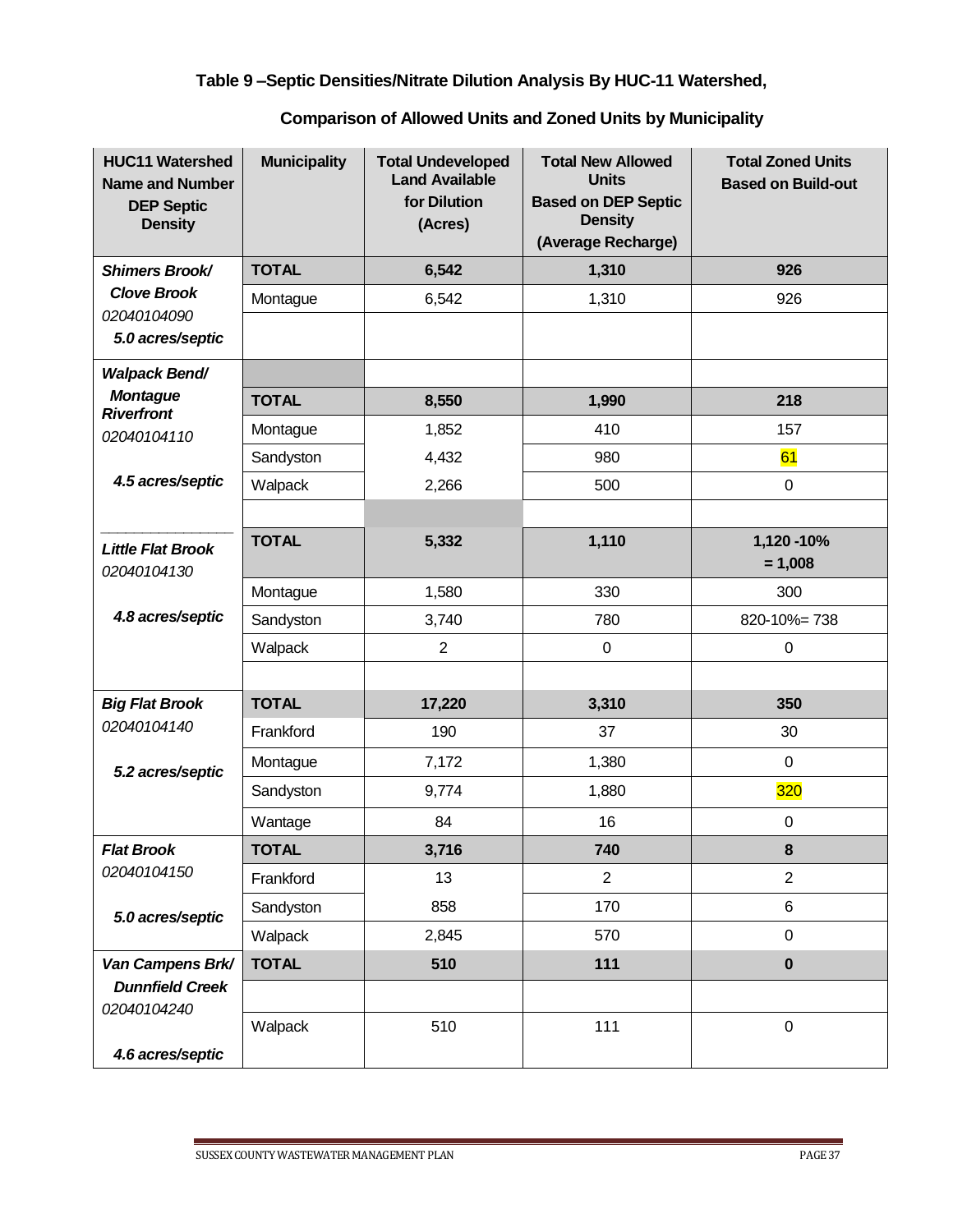**Table 9 –Septic Densities/Nitrate Dilution Analysis By HUC-11 Watershed,**

**Comparison of Allowed Units and Zoned Units by Municipality**

| HUC11 Watershed Name and Number DEP Septic Density | Municipality | Total Undeveloped Land Available for Dilution (Acres) | Total New Allowed Units Based on DEP Septic Density (Average Recharge) | Total Zoned Units Based on Build-out |
|---|---|---|---|---|
| ***Shimers Brook/ Clove Brook*** *02040104090* ***5.0 acres/septic*** | **TOTAL** | **6,542** | **1,310** | **926** |
| | Montague | 6,542 | 1,310 | 926 |
| | | | | |
| ***Walpack Bend/ Montague Riverfront*** *02040104110* ***4.5 acres/septic*** | | | | |
| | **TOTAL** | **8,550** | **1,990** | **218** |
| | Montague | 1,852 | 410 | 157 |
| | Sandyston | 4,432 | 980 | 61 |
| | Walpack | 2,266 | 500 | 0 |
| | | | | |
| ***Little Flat Brook*** *02040104130* ***4.8 acres/septic*** | **TOTAL** | **5,332** | **1,110** | **1,120 -10% = 1,008** |
| | Montague | 1,580 | 330 | 300 |
| | Sandyston | 3,740 | 780 | 820-10%= 738 |
| | Walpack | 2 | 0 | 0 |
| | | | | |
| ***Big Flat Brook*** *02040104140* ***5.2 acres/septic*** | **TOTAL** | **17,220** | **3,310** | **350** |
| | Frankford | 190 | 37 | 30 |
| | Montague | 7,172 | 1,380 | 0 |
| | Sandyston | 9,774 | 1,880 | 320 |
| | Wantage | 84 | 16 | 0 |
| ***Flat Brook*** *02040104150* ***5.0 acres/septic*** | **TOTAL** | **3,716** | **740** | **8** |
| | Frankford | 13 | 2 | 2 |
| | Sandyston | 858 | 170 | 6 |
| | Walpack | 2,845 | 570 | 0 |
| ***Van Campens Brk/ Dunnfield Creek*** *02040104240* ***4.6 acres/septic*** | **TOTAL** | **510** | **111** | **0** |
| | | | | |
| | Walpack | 510 | 111 | 0 |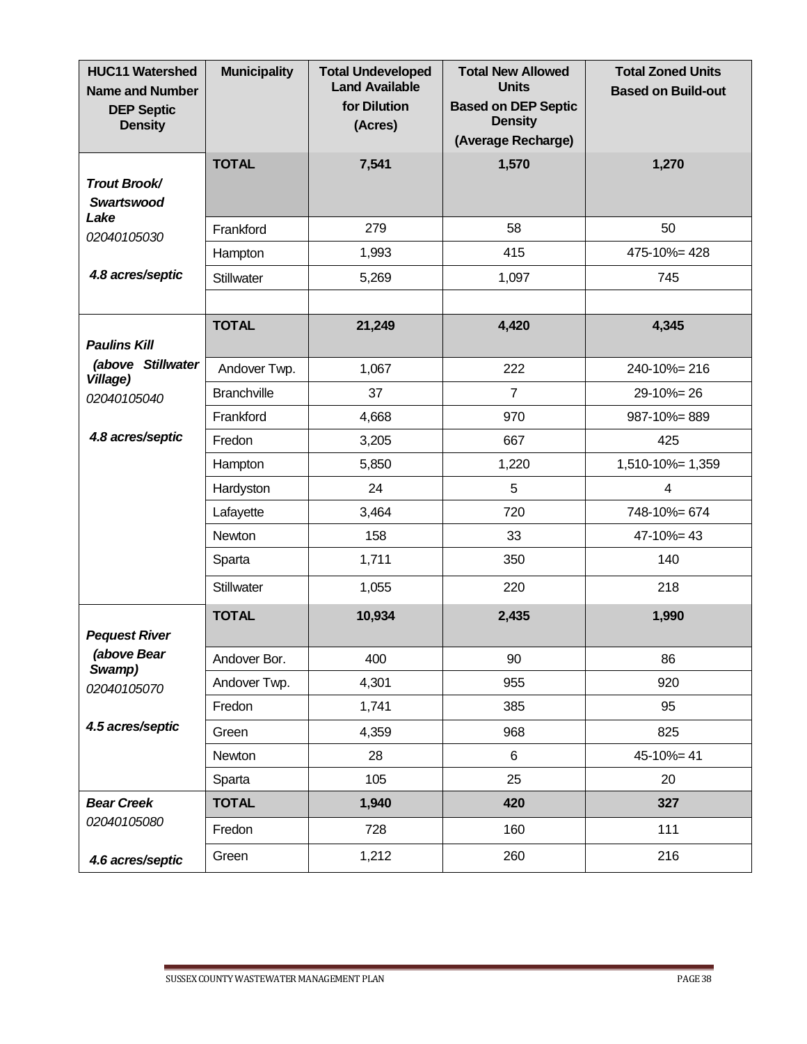| HUC11 Watershed Name and Number DEP Septic Density | Municipality | Total Undeveloped Land Available for Dilution (Acres) | Total New Allowed Units Based on DEP Septic Density (Average Recharge) | Total Zoned Units Based on Build-out |
|---|---|---|---|---|
| ***Trout Brook/ Swartswood Lake*** *02040105030* ***4.8 acres/septic*** | **TOTAL** | **7,541** | **1,570** | **1,270** |
| | Frankford | 279 | 58 | 50 |
| | Hampton | 1,993 | 415 | 475-10%= 428 |
| | Stillwater | 5,269 | 1,097 | 745 |
| | | | | |
| ***Paulins Kill (above Stillwater Village)*** *02040105040* ***4.8 acres/septic*** | **TOTAL** | **21,249** | **4,420** | **4,345** |
| | Andover Twp. | 1,067 | 222 | 240-10%= 216 |
| | Branchville | 37 | 7 | 29-10%= 26 |
| | Frankford | 4,668 | 970 | 987-10%= 889 |
| | Fredon | 3,205 | 667 | 425 |
| | Hampton | 5,850 | 1,220 | 1,510-10%= 1,359 |
| | Hardyston | 24 | 5 | 4 |
| | Lafayette | 3,464 | 720 | 748-10%= 674 |
| | Newton | 158 | 33 | 47-10%= 43 |
| | Sparta | 1,711 | 350 | 140 |
| | Stillwater | 1,055 | 220 | 218 |
| ***Pequest River (above Bear Swamp)*** *02040105070* ***4.5 acres/septic*** | **TOTAL** | **10,934** | **2,435** | **1,990** |
| | Andover Bor. | 400 | 90 | 86 |
| | Andover Twp. | 4,301 | 955 | 920 |
| | Fredon | 1,741 | 385 | 95 |
| | Green | 4,359 | 968 | 825 |
| | Newton | 28 | 6 | 45-10%= 41 |
| | Sparta | 105 | 25 | 20 |
| ***Bear Creek*** *02040105080* ***4.6 acres/septic*** | **TOTAL** | **1,940** | **420** | **327** |
| | Fredon | 728 | 160 | 111 |
| | Green | 1,212 | 260 | 216 |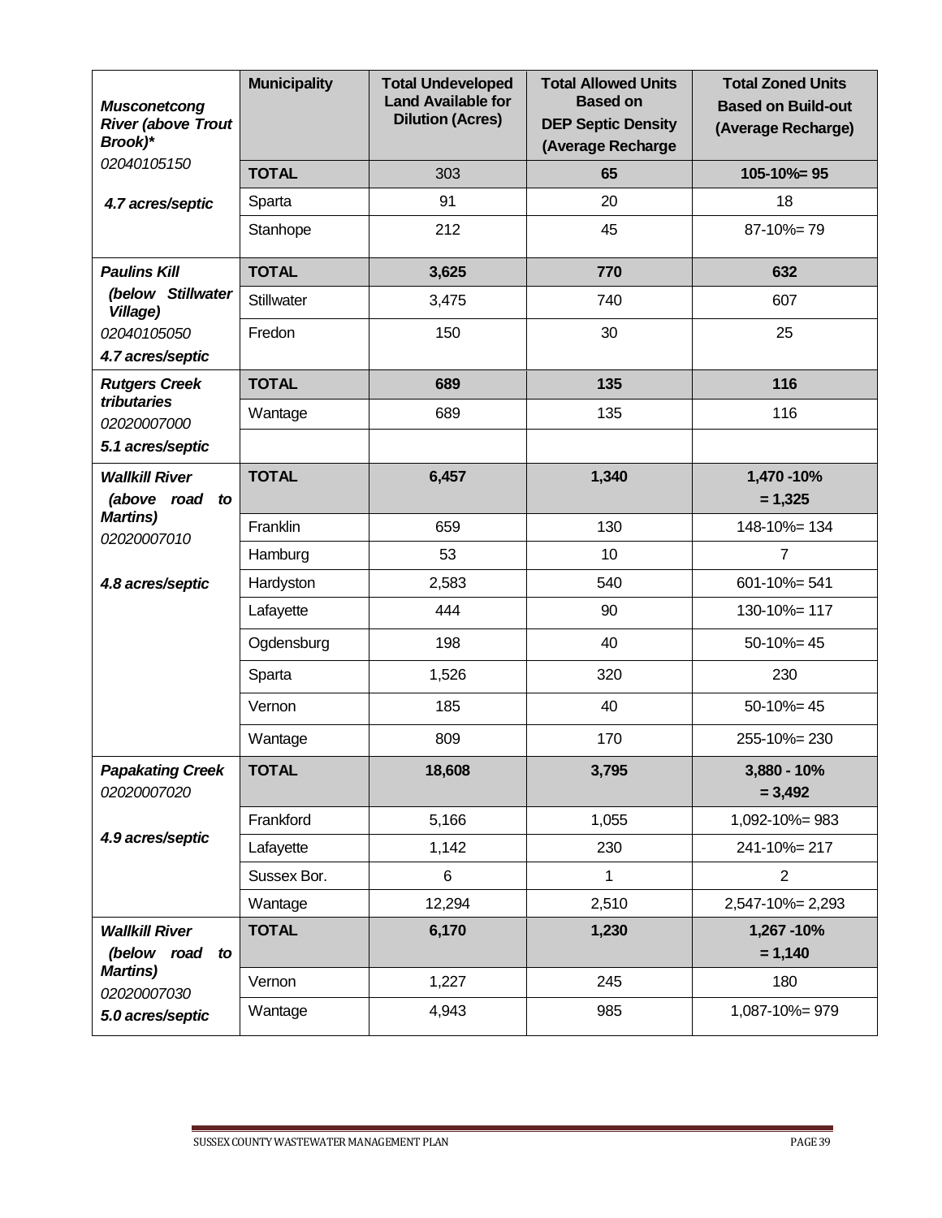| *Musconetcong River (above Trout Brook)** 02040105150 | Municipality | Total Undeveloped Land Available for Dilution (Acres) | Total Allowed Units Based on DEP Septic Density (Average Recharge | Total Zoned Units Based on Build-out (Average Recharge) |
|---|---|---|---|---|
| | **TOTAL** | 303 | **65** | **105-10%= 95** |
| ***4.7 acres/septic*** | Sparta | 91 | 20 | 18 |
| | Stanhope | 212 | 45 | 87-10%= 79 |
| ***Paulins Kill*** | **TOTAL** | **3,625** | **770** | **632** |
| ***(below Stillwater Village)*** | Stillwater | 3,475 | 740 | 607 |
| *02040105050* ***4.7 acres/septic*** | Fredon | 150 | 30 | 25 |
| ***Rutgers Creek tributaries*** | **TOTAL** | **689** | **135** | **116** |
| *02020007000* | Wantage | 689 | 135 | 116 |
| ***5.1 acres/septic*** | | | | |
| ***Wallkill River (above road to Martins)*** | **TOTAL** | **6,457** | **1,340** | **1,470 -10% = 1,325** |
| *02020007010* | Franklin | 659 | 130 | 148-10%= 134 |
| | Hamburg | 53 | 10 | 7 |
| ***4.8 acres/septic*** | Hardyston | 2,583 | 540 | 601-10%= 541 |
| | Lafayette | 444 | 90 | 130-10%= 117 |
| | Ogdensburg | 198 | 40 | 50-10%= 45 |
| | Sparta | 1,526 | 320 | 230 |
| | Vernon | 185 | 40 | 50-10%= 45 |
| | Wantage | 809 | 170 | 255-10%= 230 |
| ***Papakating Creek*** *02020007020* | **TOTAL** | **18,608** | **3,795** | **3,880 - 10% = 3,492** |
| | Frankford | 5,166 | 1,055 | 1,092-10%= 983 |
| ***4.9 acres/septic*** | Lafayette | 1,142 | 230 | 241-10%= 217 |
| | Sussex Bor. | 6 | 1 | 2 |
| | Wantage | 12,294 | 2,510 | 2,547-10%= 2,293 |
| ***Wallkill River (below road to Martins)*** | **TOTAL** | **6,170** | **1,230** | **1,267 -10% = 1,140** |
| *02020007030* | Vernon | 1,227 | 245 | 180 |
| ***5.0 acres/septic*** | Wantage | 4,943 | 985 | 1,087-10%= 979 |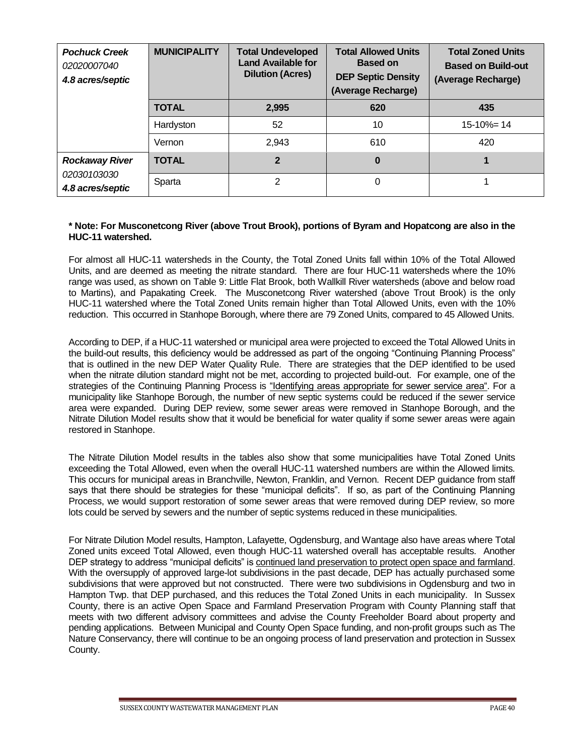| ***Pochuck Creek*** *02020007040* ***4.8 acres/septic*** | **MUNICIPALITY** | **Total Undeveloped Land Available for Dilution (Acres)** | **Total Allowed Units Based on DEP Septic Density (Average Recharge)** | **Total Zoned Units Based on Build-out (Average Recharge)** |
|---|---|---|---|---|
| | **TOTAL** | **2,995** | **620** | **435** |
| | Hardyston | 52 | 10 | 15-10%= 14 |
| | Vernon | 2,943 | 610 | 420 |
| ***Rockaway River*** *02030103030* ***4.8 acres/septic*** | **TOTAL** | **2** | **0** | **1** |
| | Sparta | 2 | 0 | 1 |

**\* Note: For Musconetcong River (above Trout Brook), portions of Byram and Hopatcong are also in the HUC-11 watershed.**

For almost all HUC-11 watersheds in the County, the Total Zoned Units fall within 10% of the Total Allowed Units, and are deemed as meeting the nitrate standard. There are four HUC-11 watersheds where the 10% range was used, as shown on Table 9: Little Flat Brook, both Wallkill River watersheds (above and below road to Martins), and Papakating Creek. The Musconetcong River watershed (above Trout Brook) is the only HUC-11 watershed where the Total Zoned Units remain higher than Total Allowed Units, even with the 10% reduction. This occurred in Stanhope Borough, where there are 79 Zoned Units, compared to 45 Allowed Units.

According to DEP, if a HUC-11 watershed or municipal area were projected to exceed the Total Allowed Units in the build-out results, this deficiency would be addressed as part of the ongoing "Continuing Planning Process" that is outlined in the new DEP Water Quality Rule. There are strategies that the DEP identified to be used when the nitrate dilution standard might not be met, according to projected build-out. For example, one of the strategies of the Continuing Planning Process is "Identifying areas appropriate for sewer service area". For a municipality like Stanhope Borough, the number of new septic systems could be reduced if the sewer service area were expanded. During DEP review, some sewer areas were removed in Stanhope Borough, and the Nitrate Dilution Model results show that it would be beneficial for water quality if some sewer areas were again restored in Stanhope.

The Nitrate Dilution Model results in the tables also show that some municipalities have Total Zoned Units exceeding the Total Allowed, even when the overall HUC-11 watershed numbers are within the Allowed limits. This occurs for municipal areas in Branchville, Newton, Franklin, and Vernon. Recent DEP guidance from staff says that there should be strategies for these "municipal deficits". If so, as part of the Continuing Planning Process, we would support restoration of some sewer areas that were removed during DEP review, so more lots could be served by sewers and the number of septic systems reduced in these municipalities.

For Nitrate Dilution Model results, Hampton, Lafayette, Ogdensburg, and Wantage also have areas where Total Zoned units exceed Total Allowed, even though HUC-11 watershed overall has acceptable results. Another DEP strategy to address "municipal deficits" is continued land preservation to protect open space and farmland. With the oversupply of approved large-lot subdivisions in the past decade, DEP has actually purchased some subdivisions that were approved but not constructed. There were two subdivisions in Ogdensburg and two in Hampton Twp. that DEP purchased, and this reduces the Total Zoned Units in each municipality. In Sussex County, there is an active Open Space and Farmland Preservation Program with County Planning staff that meets with two different advisory committees and advise the County Freeholder Board about property and pending applications. Between Municipal and County Open Space funding, and non-profit groups such as The Nature Conservancy, there will continue to be an ongoing process of land preservation and protection in Sussex County.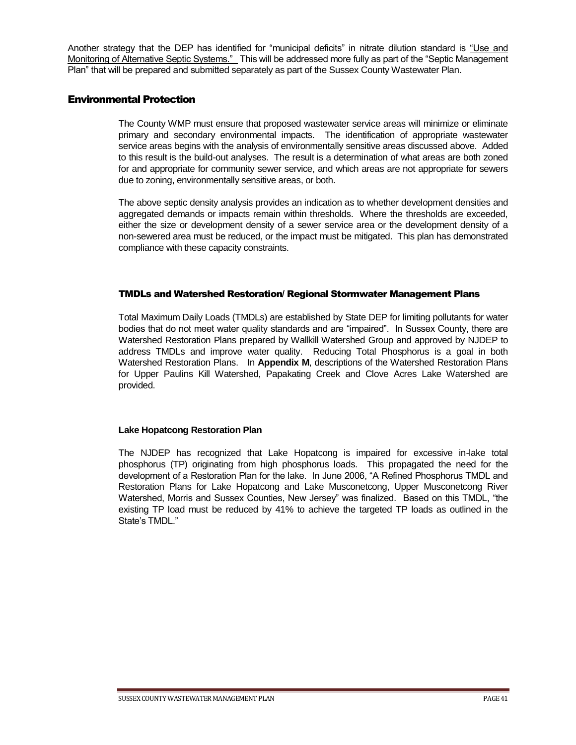Another strategy that the DEP has identified for "municipal deficits" in nitrate dilution standard is <u>"Use and Monitoring of Alternative Septic Systems."</u> This will be addressed more fully as part of the "Septic Management Plan" that will be prepared and submitted separately as part of the Sussex County Wastewater Plan.

## Environmental Protection

The County WMP must ensure that proposed wastewater service areas will minimize or eliminate primary and secondary environmental impacts. The identification of appropriate wastewater service areas begins with the analysis of environmentally sensitive areas discussed above. Added to this result is the build-out analyses. The result is a determination of what areas are both zoned for and appropriate for community sewer service, and which areas are not appropriate for sewers due to zoning, environmentally sensitive areas, or both.

The above septic density analysis provides an indication as to whether development densities and aggregated demands or impacts remain within thresholds. Where the thresholds are exceeded, either the size or development density of a sewer service area or the development density of a non-sewered area must be reduced, or the impact must be mitigated. This plan has demonstrated compliance with these capacity constraints.

### TMDLs and Watershed Restoration/ Regional Stormwater Management Plans

Total Maximum Daily Loads (TMDLs) are established by State DEP for limiting pollutants for water bodies that do not meet water quality standards and are "impaired". In Sussex County, there are Watershed Restoration Plans prepared by Wallkill Watershed Group and approved by NJDEP to address TMDLs and improve water quality. Reducing Total Phosphorus is a goal in both Watershed Restoration Plans. In **Appendix M**, descriptions of the Watershed Restoration Plans for Upper Paulins Kill Watershed, Papakating Creek and Clove Acres Lake Watershed are provided.

#### Lake Hopatcong Restoration Plan

The NJDEP has recognized that Lake Hopatcong is impaired for excessive in-lake total phosphorus (TP) originating from high phosphorus loads. This propagated the need for the development of a Restoration Plan for the lake. In June 2006, "A Refined Phosphorus TMDL and Restoration Plans for Lake Hopatcong and Lake Musconetcong, Upper Musconetcong River Watershed, Morris and Sussex Counties, New Jersey" was finalized. Based on this TMDL, "the existing TP load must be reduced by 41% to achieve the targeted TP loads as outlined in the State's TMDL."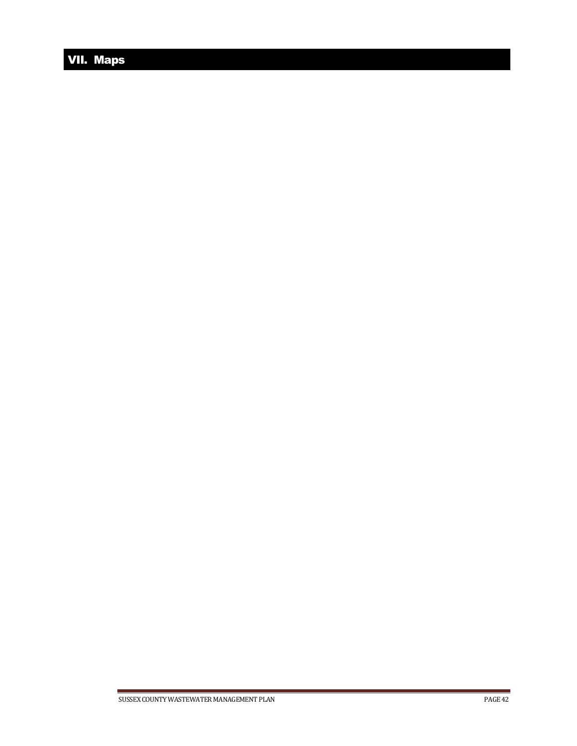# VII. Maps